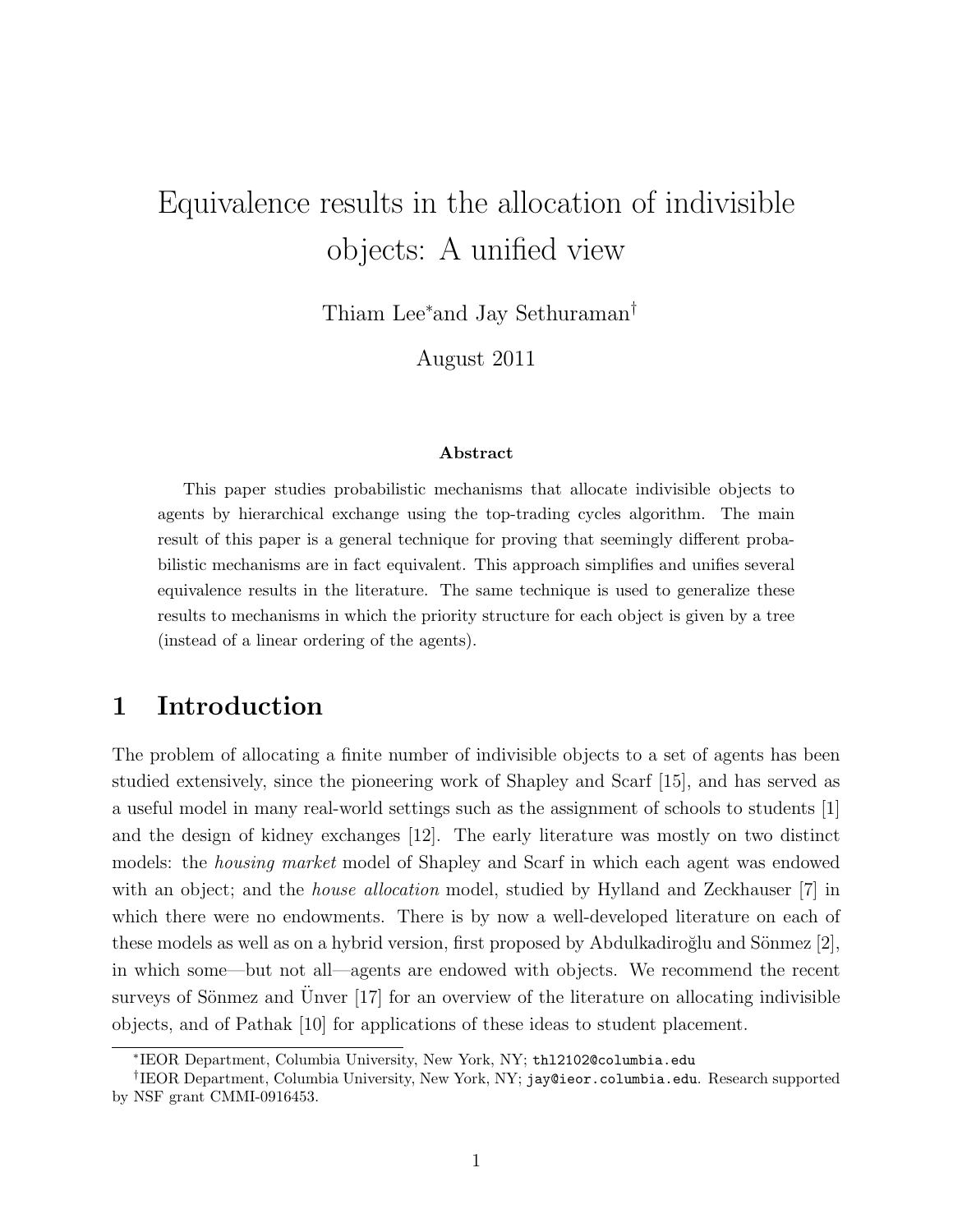# Equivalence results in the allocation of indivisible objects: A unified view

Thiam Lee[*] and Jay Sethuraman[†]

August 2011

### Abstract

This paper studies probabilistic mechanisms that allocate indivisible objects to agents by hierarchical exchange using the top-trading cycles algorithm. The main result of this paper is a general technique for proving that seemingly different probabilistic mechanisms are in fact equivalent. This approach simplifies and unifies several equivalence results in the literature. The same technique is used to generalize these results to mechanisms in which the priority structure for each object is given by a tree (instead of a linear ordering of the agents).

## 1 Introduction

The problem of allocating a finite number of indivisible objects to a set of agents has been studied extensively, since the pioneering work of Shapley and Scarf [15], and has served as a useful model in many real-world settings such as the assignment of schools to students [1] and the design of kidney exchanges [12]. The early literature was mostly on two distinct models: the *housing market* model of Shapley and Scarf in which each agent was endowed with an object; and the *house allocation* model, studied by Hylland and Zeckhauser [7] in which there were no endowments. There is by now a well-developed literature on each of these models as well as on a hybrid version, first proposed by Abdulkadiroğlu and Sönmez [2], in which some—but not all—agents are endowed with objects. We recommend the recent surveys of Sönmez and Ünver [17] for an overview of the literature on allocating indivisible objects, and of Pathak [10] for applications of these ideas to student placement.

[*] IEOR Department, Columbia University, New York, NY; thl2102@columbia.edu

[†] IEOR Department, Columbia University, New York, NY; jay@ieor.columbia.edu. Research supported by NSF grant CMMI-0916453.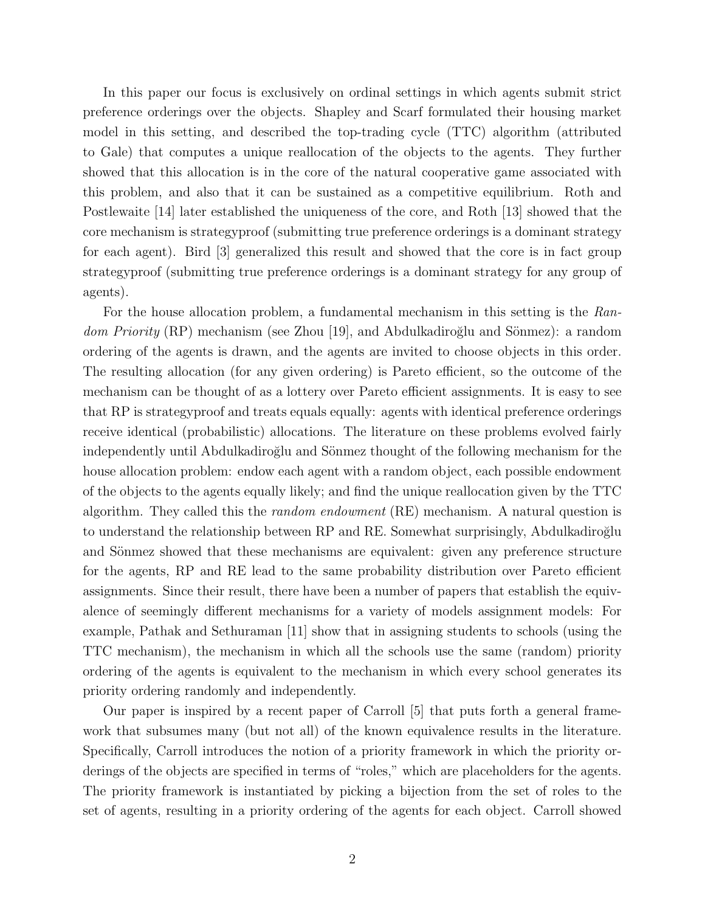In this paper our focus is exclusively on ordinal settings in which agents submit strict preference orderings over the objects. Shapley and Scarf formulated their housing market model in this setting, and described the top-trading cycle (TTC) algorithm (attributed to Gale) that computes a unique reallocation of the objects to the agents. They further showed that this allocation is in the core of the natural cooperative game associated with this problem, and also that it can be sustained as a competitive equilibrium. Roth and Postlewaite [14] later established the uniqueness of the core, and Roth [13] showed that the core mechanism is strategyproof (submitting true preference orderings is a dominant strategy for each agent). Bird [3] generalized this result and showed that the core is in fact group strategyproof (submitting true preference orderings is a dominant strategy for any group of agents).

For the house allocation problem, a fundamental mechanism in this setting is the *Random Priority* (RP) mechanism (see Zhou [19], and Abdulkadiroğlu and Sönmez): a random ordering of the agents is drawn, and the agents are invited to choose objects in this order. The resulting allocation (for any given ordering) is Pareto efficient, so the outcome of the mechanism can be thought of as a lottery over Pareto efficient assignments. It is easy to see that RP is strategyproof and treats equals equally: agents with identical preference orderings receive identical (probabilistic) allocations. The literature on these problems evolved fairly independently until Abdulkadiroğlu and Sönmez thought of the following mechanism for the house allocation problem: endow each agent with a random object, each possible endowment of the objects to the agents equally likely; and find the unique reallocation given by the TTC algorithm. They called this the *random endowment* (RE) mechanism. A natural question is to understand the relationship between RP and RE. Somewhat surprisingly, Abdulkadiroğlu and Sönmez showed that these mechanisms are equivalent: given any preference structure for the agents, RP and RE lead to the same probability distribution over Pareto efficient assignments. Since their result, there have been a number of papers that establish the equivalence of seemingly different mechanisms for a variety of models assignment models: For example, Pathak and Sethuraman [11] show that in assigning students to schools (using the TTC mechanism), the mechanism in which all the schools use the same (random) priority ordering of the agents is equivalent to the mechanism in which every school generates its priority ordering randomly and independently.

Our paper is inspired by a recent paper of Carroll [5] that puts forth a general framework that subsumes many (but not all) of the known equivalence results in the literature. Specifically, Carroll introduces the notion of a priority framework in which the priority orderings of the objects are specified in terms of "roles," which are placeholders for the agents. The priority framework is instantiated by picking a bijection from the set of roles to the set of agents, resulting in a priority ordering of the agents for each object. Carroll showed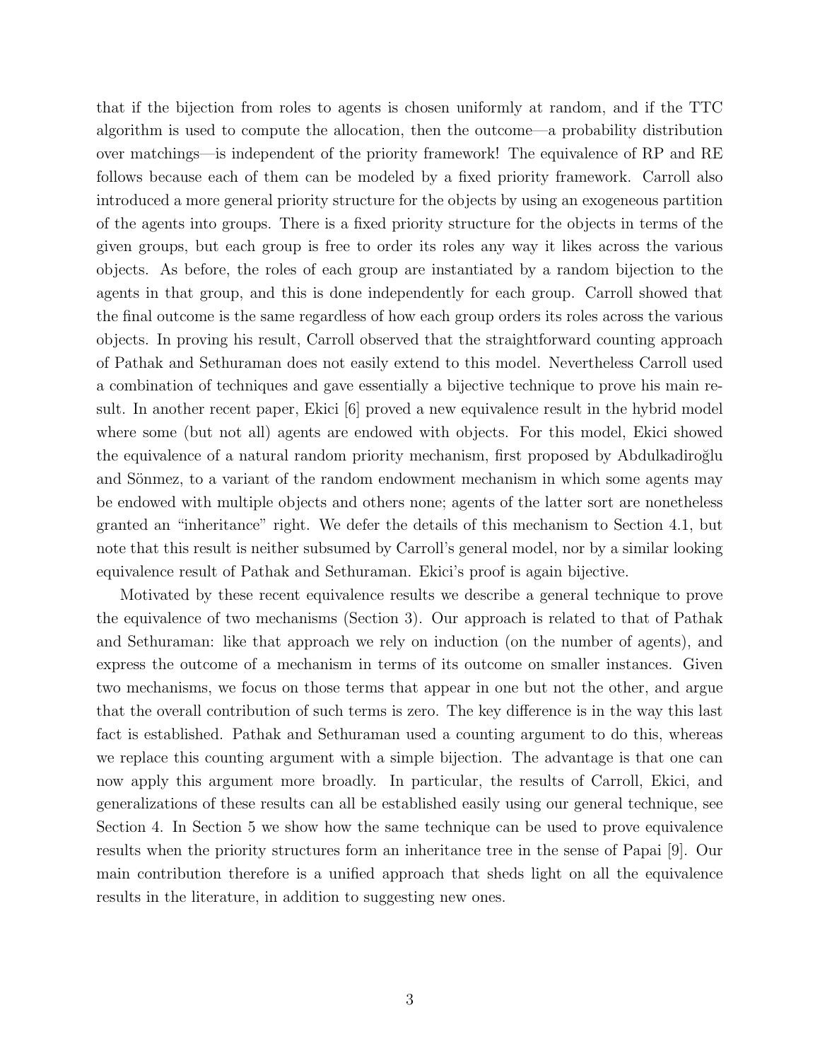that if the bijection from roles to agents is chosen uniformly at random, and if the TTC algorithm is used to compute the allocation, then the outcome—a probability distribution over matchings—is independent of the priority framework! The equivalence of RP and RE follows because each of them can be modeled by a fixed priority framework. Carroll also introduced a more general priority structure for the objects by using an exogeneous partition of the agents into groups. There is a fixed priority structure for the objects in terms of the given groups, but each group is free to order its roles any way it likes across the various objects. As before, the roles of each group are instantiated by a random bijection to the agents in that group, and this is done independently for each group. Carroll showed that the final outcome is the same regardless of how each group orders its roles across the various objects. In proving his result, Carroll observed that the straightforward counting approach of Pathak and Sethuraman does not easily extend to this model. Nevertheless Carroll used a combination of techniques and gave essentially a bijective technique to prove his main result. In another recent paper, Ekici [6] proved a new equivalence result in the hybrid model where some (but not all) agents are endowed with objects. For this model, Ekici showed the equivalence of a natural random priority mechanism, first proposed by Abdulkadiroğlu and Sönmez, to a variant of the random endowment mechanism in which some agents may be endowed with multiple objects and others none; agents of the latter sort are nonetheless granted an "inheritance" right. We defer the details of this mechanism to Section 4.1, but note that this result is neither subsumed by Carroll's general model, nor by a similar looking equivalence result of Pathak and Sethuraman. Ekici's proof is again bijective.

Motivated by these recent equivalence results we describe a general technique to prove the equivalence of two mechanisms (Section 3). Our approach is related to that of Pathak and Sethuraman: like that approach we rely on induction (on the number of agents), and express the outcome of a mechanism in terms of its outcome on smaller instances. Given two mechanisms, we focus on those terms that appear in one but not the other, and argue that the overall contribution of such terms is zero. The key difference is in the way this last fact is established. Pathak and Sethuraman used a counting argument to do this, whereas we replace this counting argument with a simple bijection. The advantage is that one can now apply this argument more broadly. In particular, the results of Carroll, Ekici, and generalizations of these results can all be established easily using our general technique, see Section 4. In Section 5 we show how the same technique can be used to prove equivalence results when the priority structures form an inheritance tree in the sense of Papai [9]. Our main contribution therefore is a unified approach that sheds light on all the equivalence results in the literature, in addition to suggesting new ones.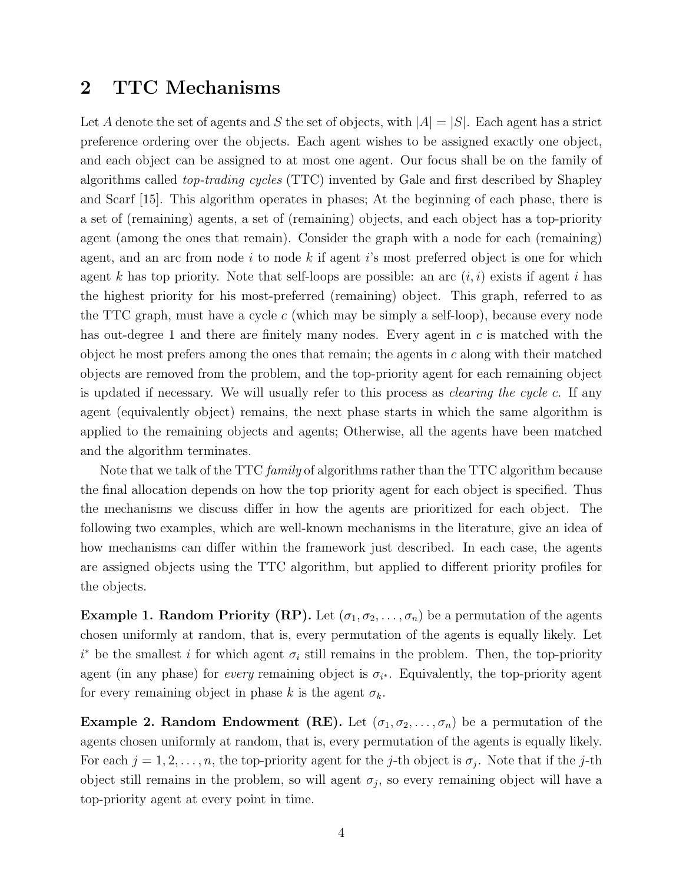## 2 TTC Mechanisms

Let $A$ denote the set of agents and $S$ the set of objects, with $|A| = |S|$. Each agent has a strict preference ordering over the objects. Each agent wishes to be assigned exactly one object, and each object can be assigned to at most one agent. Our focus shall be on the family of algorithms called *top-trading cycles* (TTC) invented by Gale and first described by Shapley and Scarf [15]. This algorithm operates in phases; At the beginning of each phase, there is a set of (remaining) agents, a set of (remaining) objects, and each object has a top-priority agent (among the ones that remain). Consider the graph with a node for each (remaining) agent, and an arc from node $i$ to node $k$ if agent $i$'s most preferred object is one for which agent $k$ has top priority. Note that self-loops are possible: an arc $(i, i)$ exists if agent $i$ has the highest priority for his most-preferred (remaining) object. This graph, referred to as the TTC graph, must have a cycle $c$ (which may be simply a self-loop), because every node has out-degree 1 and there are finitely many nodes. Every agent in $c$ is matched with the object he most prefers among the ones that remain; the agents in $c$ along with their matched objects are removed from the problem, and the top-priority agent for each remaining object is updated if necessary. We will usually refer to this process as *clearing the cycle c*. If any agent (equivalently object) remains, the next phase starts in which the same algorithm is applied to the remaining objects and agents; Otherwise, all the agents have been matched and the algorithm terminates.

Note that we talk of the TTC *family* of algorithms rather than the TTC algorithm because the final allocation depends on how the top priority agent for each object is specified. Thus the mechanisms we discuss differ in how the agents are prioritized for each object. The following two examples, which are well-known mechanisms in the literature, give an idea of how mechanisms can differ within the framework just described. In each case, the agents are assigned objects using the TTC algorithm, but applied to different priority profiles for the objects.

**Example 1. Random Priority (RP).** Let $(\sigma_1, \sigma_2, \ldots, \sigma_n)$ be a permutation of the agents chosen uniformly at random, that is, every permutation of the agents is equally likely. Let $i^*$ be the smallest $i$ for which agent $\sigma_i$ still remains in the problem. Then, the top-priority agent (in any phase) for *every* remaining object is $\sigma_{i^*}$. Equivalently, the top-priority agent for every remaining object in phase $k$ is the agent $\sigma_k$.

**Example 2. Random Endowment (RE).** Let $(\sigma_1, \sigma_2, \ldots, \sigma_n)$ be a permutation of the agents chosen uniformly at random, that is, every permutation of the agents is equally likely. For each $j = 1, 2, \ldots, n$, the top-priority agent for the $j$-th object is $\sigma_j$. Note that if the $j$-th object still remains in the problem, so will agent $\sigma_j$, so every remaining object will have a top-priority agent at every point in time.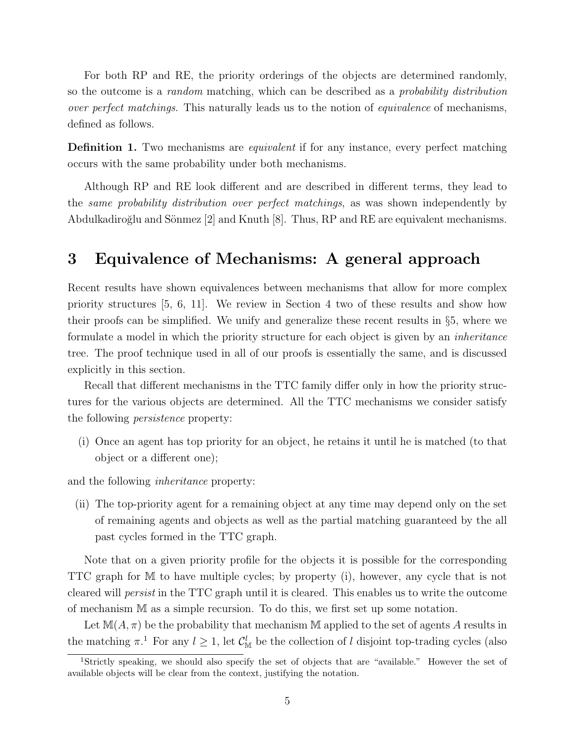For both RP and RE, the priority orderings of the objects are determined randomly, so the outcome is a *random* matching, which can be described as a *probability distribution over perfect matchings*. This naturally leads us to the notion of *equivalence* of mechanisms, defined as follows.

**Definition 1.** Two mechanisms are *equivalent* if for any instance, every perfect matching occurs with the same probability under both mechanisms.

Although RP and RE look different and are described in different terms, they lead to the *same probability distribution over perfect matchings*, as was shown independently by Abdulkadiroğlu and Sönmez [2] and Knuth [8]. Thus, RP and RE are equivalent mechanisms.

# 3 Equivalence of Mechanisms: A general approach

Recent results have shown equivalences between mechanisms that allow for more complex priority structures [5, 6, 11]. We review in Section 4 two of these results and show how their proofs can be simplified. We unify and generalize these recent results in §5, where we formulate a model in which the priority structure for each object is given by an *inheritance* tree. The proof technique used in all of our proofs is essentially the same, and is discussed explicitly in this section.

Recall that different mechanisms in the TTC family differ only in how the priority structures for the various objects are determined. All the TTC mechanisms we consider satisfy the following *persistence* property:

(i) Once an agent has top priority for an object, he retains it until he is matched (to that object or a different one);

and the following *inheritance* property:

(ii) The top-priority agent for a remaining object at any time may depend only on the set of remaining agents and objects as well as the partial matching guaranteed by the all past cycles formed in the TTC graph.

Note that on a given priority profile for the objects it is possible for the corresponding TTC graph for $\mathbb{M}$ to have multiple cycles; by property (i), however, any cycle that is not cleared will *persist* in the TTC graph until it is cleared. This enables us to write the outcome of mechanism $\mathbb{M}$ as a simple recursion. To do this, we first set up some notation.

Let $\mathbb{M}(A, \pi)$ be the probability that mechanism $\mathbb{M}$ applied to the set of agents $A$ results in the matching $\pi$.[1] For any $l \geq 1$, let $\mathcal{C}_{\mathbb{M}}^{l}$ be the collection of $l$ disjoint top-trading cycles (also

[1] Strictly speaking, we should also specify the set of objects that are "available." However the set of available objects will be clear from the context, justifying the notation.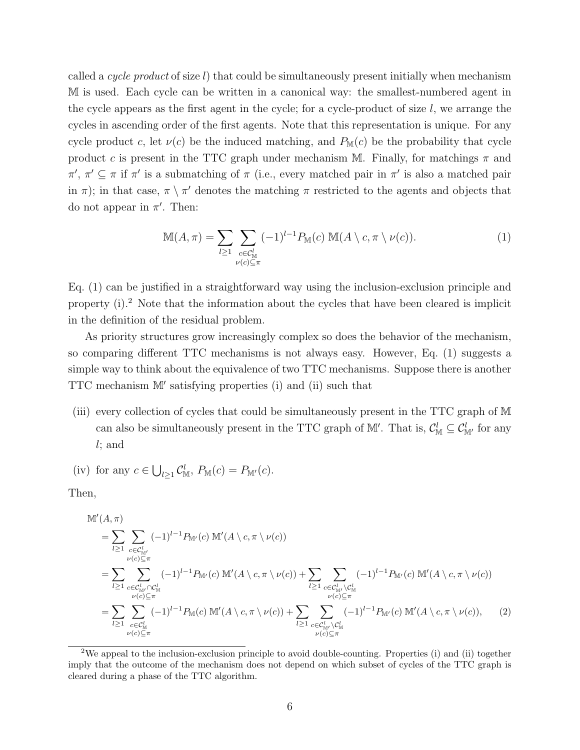called a *cycle product* of size $l$) that could be simultaneously present initially when mechanism $\mathbb{M}$ is used. Each cycle can be written in a canonical way: the smallest-numbered agent in the cycle appears as the first agent in the cycle; for a cycle-product of size $l$, we arrange the cycles in ascending order of the first agents. Note that this representation is unique. For any cycle product $c$, let $\nu(c)$ be the induced matching, and $P_{\mathbb{M}}(c)$ be the probability that cycle product $c$ is present in the TTC graph under mechanism $\mathbb{M}$. Finally, for matchings $\pi$ and $\pi'$, $\pi' \subseteq \pi$ if $\pi'$ is a submatching of $\pi$ (i.e., every matched pair in $\pi'$ is also a matched pair in $\pi$); in that case, $\pi \setminus \pi'$ denotes the matching $\pi$ restricted to the agents and objects that do not appear in $\pi'$. Then:

$$\mathbb{M}(A, \pi) = \sum_{l \geq 1} \sum_{\substack{c \in \mathcal{C}^l_{\mathbb{M}} \\ \nu(c) \subseteq \pi}} (-1)^{l-1} P_{\mathbb{M}}(c) \; \mathbb{M}(A \setminus c, \pi \setminus \nu(c)). \tag{1}$$

Eq. (1) can be justified in a straightforward way using the inclusion-exclusion principle and property (i).[2] Note that the information about the cycles that have been cleared is implicit in the definition of the residual problem.

As priority structures grow increasingly complex so does the behavior of the mechanism, so comparing different TTC mechanisms is not always easy. However, Eq. (1) suggests a simple way to think about the equivalence of two TTC mechanisms. Suppose there is another TTC mechanism $\mathbb{M}'$ satisfying properties (i) and (ii) such that

(iii) every collection of cycles that could be simultaneously present in the TTC graph of $\mathbb{M}$ can also be simultaneously present in the TTC graph of $\mathbb{M}'$. That is, $\mathcal{C}^l_{\mathbb{M}} \subseteq \mathcal{C}^l_{\mathbb{M}'}$ for any $l$; and

(iv) for any $c \in \bigcup_{l \geq 1} \mathcal{C}^l_{\mathbb{M}}$, $P_{\mathbb{M}}(c) = P_{\mathbb{M}'}(c)$.

Then,

$$\begin{aligned}
&\mathbb{M}'(A, \pi) \\
&= \sum_{l \geq 1} \sum_{\substack{c \in \mathcal{C}^l_{\mathbb{M}'} \\ \nu(c) \subseteq \pi}} (-1)^{l-1} P_{\mathbb{M}'}(c) \; \mathbb{M}'(A \setminus c, \pi \setminus \nu(c)) \\
&= \sum_{l \geq 1} \sum_{\substack{c \in \mathcal{C}^l_{\mathbb{M}'} \cap \mathcal{C}^l_{\mathbb{M}} \\ \nu(c) \subseteq \pi}} (-1)^{l-1} P_{\mathbb{M}'}(c) \; \mathbb{M}'(A \setminus c, \pi \setminus \nu(c)) + \sum_{l \geq 1} \sum_{\substack{c \in \mathcal{C}^l_{\mathbb{M}'} \setminus \mathcal{C}^l_{\mathbb{M}} \\ \nu(c) \subseteq \pi}} (-1)^{l-1} P_{\mathbb{M}'}(c) \; \mathbb{M}'(A \setminus c, \pi \setminus \nu(c)) \\
&= \sum_{l \geq 1} \sum_{\substack{c \in \mathcal{C}^l_{\mathbb{M}} \\ \nu(c) \subseteq \pi}} (-1)^{l-1} P_{\mathbb{M}}(c) \; \mathbb{M}'(A \setminus c, \pi \setminus \nu(c)) + \sum_{l \geq 1} \sum_{\substack{c \in \mathcal{C}^l_{\mathbb{M}'} \setminus \mathcal{C}^l_{\mathbb{M}} \\ \nu(c) \subseteq \pi}} (-1)^{l-1} P_{\mathbb{M}'}(c) \; \mathbb{M}'(A \setminus c, \pi \setminus \nu(c)),
\end{aligned} \tag{2}$$

[2] We appeal to the inclusion-exclusion principle to avoid double-counting. Properties (i) and (ii) together imply that the outcome of the mechanism does not depend on which subset of cycles of the TTC graph is cleared during a phase of the TTC algorithm.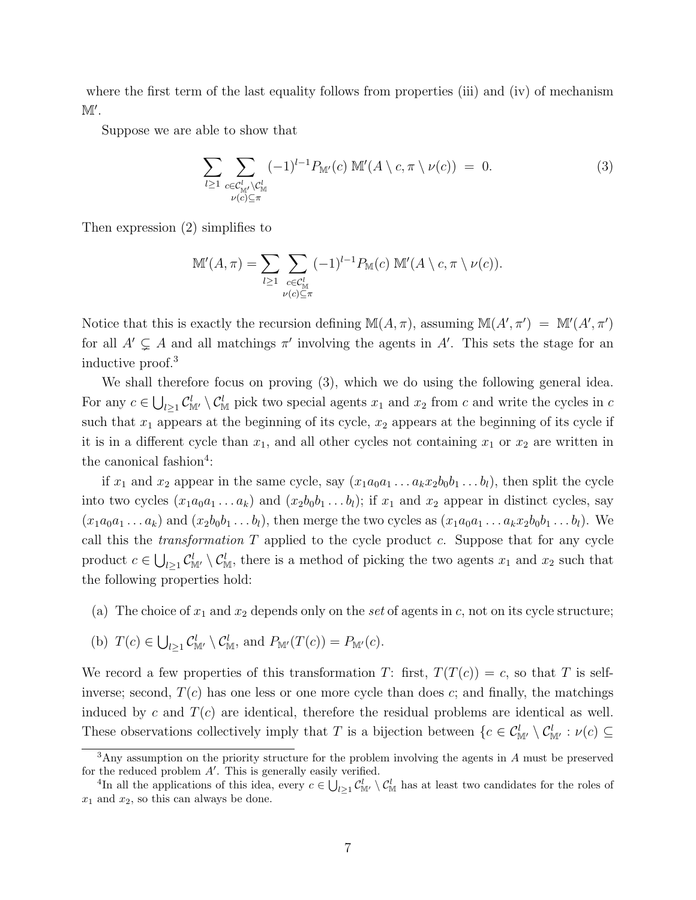where the first term of the last equality follows from properties (iii) and (iv) of mechanism $\mathbb{M}'$.

Suppose we are able to show that

$$\sum_{l\geq 1} \sum_{\substack{c \in \mathcal{C}^l_{\mathbb{M}'} \setminus \mathcal{C}^l_{\mathbb{M}} \\ \nu(c) \subseteq \pi}} (-1)^{l-1} P_{\mathbb{M}'}(c)\ \mathbb{M}'(A \setminus c, \pi \setminus \nu(c)) \ = \ 0. \tag{3}$$

Then expression (2) simplifies to

$$\mathbb{M}'(A, \pi) = \sum_{l\geq 1} \sum_{\substack{c \in \mathcal{C}^l_{\mathbb{M}} \\ \nu(c) \subseteq \pi}} (-1)^{l-1} P_{\mathbb{M}}(c)\ \mathbb{M}'(A \setminus c, \pi \setminus \nu(c)).$$

Notice that this is exactly the recursion defining $\mathbb{M}(A, \pi)$, assuming $\mathbb{M}(A', \pi') \ = \ \mathbb{M}'(A', \pi')$ for all $A' \subsetneq A$ and all matchings $\pi'$ involving the agents in $A'$. This sets the stage for an inductive proof.[3]

We shall therefore focus on proving (3), which we do using the following general idea. For any $c \in \bigcup_{l\geq 1} \mathcal{C}^l_{\mathbb{M}'} \setminus \mathcal{C}^l_{\mathbb{M}}$ pick two special agents $x_1$ and $x_2$ from $c$ and write the cycles in $c$ such that $x_1$ appears at the beginning of its cycle, $x_2$ appears at the beginning of its cycle if it is in a different cycle than $x_1$, and all other cycles not containing $x_1$ or $x_2$ are written in the canonical fashion[4]:

if $x_1$ and $x_2$ appear in the same cycle, say $(x_1 a_0 a_1 \dots a_k x_2 b_0 b_1 \dots b_l)$, then split the cycle into two cycles $(x_1 a_0 a_1 \dots a_k)$ and $(x_2 b_0 b_1 \dots b_l)$; if $x_1$ and $x_2$ appear in distinct cycles, say $(x_1 a_0 a_1 \dots a_k)$ and $(x_2 b_0 b_1 \dots b_l)$, then merge the two cycles as $(x_1 a_0 a_1 \dots a_k x_2 b_0 b_1 \dots b_l)$. We call this the *transformation* $T$ applied to the cycle product $c$. Suppose that for any cycle product $c \in \bigcup_{l\geq 1} \mathcal{C}^l_{\mathbb{M}'} \setminus \mathcal{C}^l_{\mathbb{M}}$, there is a method of picking the two agents $x_1$ and $x_2$ such that the following properties hold:

(a) The choice of $x_1$ and $x_2$ depends only on the *set* of agents in $c$, not on its cycle structure;

(b) $T(c) \in \bigcup_{l\geq 1} \mathcal{C}^l_{\mathbb{M}'} \setminus \mathcal{C}^l_{\mathbb{M}}$, and $P_{\mathbb{M}'}(T(c)) = P_{\mathbb{M}'}(c)$.

We record a few properties of this transformation $T$: first, $T(T(c)) = c$, so that $T$ is self-inverse; second, $T(c)$ has one less or one more cycle than does $c$; and finally, the matchings induced by $c$ and $T(c)$ are identical, therefore the residual problems are identical as well. These observations collectively imply that $T$ is a bijection between $\{c \in \mathcal{C}^l_{\mathbb{M}'} \setminus \mathcal{C}^l_{\mathbb{M}'} : \nu(c) \subseteq$

---

[3] Any assumption on the priority structure for the problem involving the agents in $A$ must be preserved for the reduced problem $A'$. This is generally easily verified.

[4] In all the applications of this idea, every $c \in \bigcup_{l\geq 1} \mathcal{C}^l_{\mathbb{M}'} \setminus \mathcal{C}^l_{\mathbb{M}}$ has at least two candidates for the roles of $x_1$ and $x_2$, so this can always be done.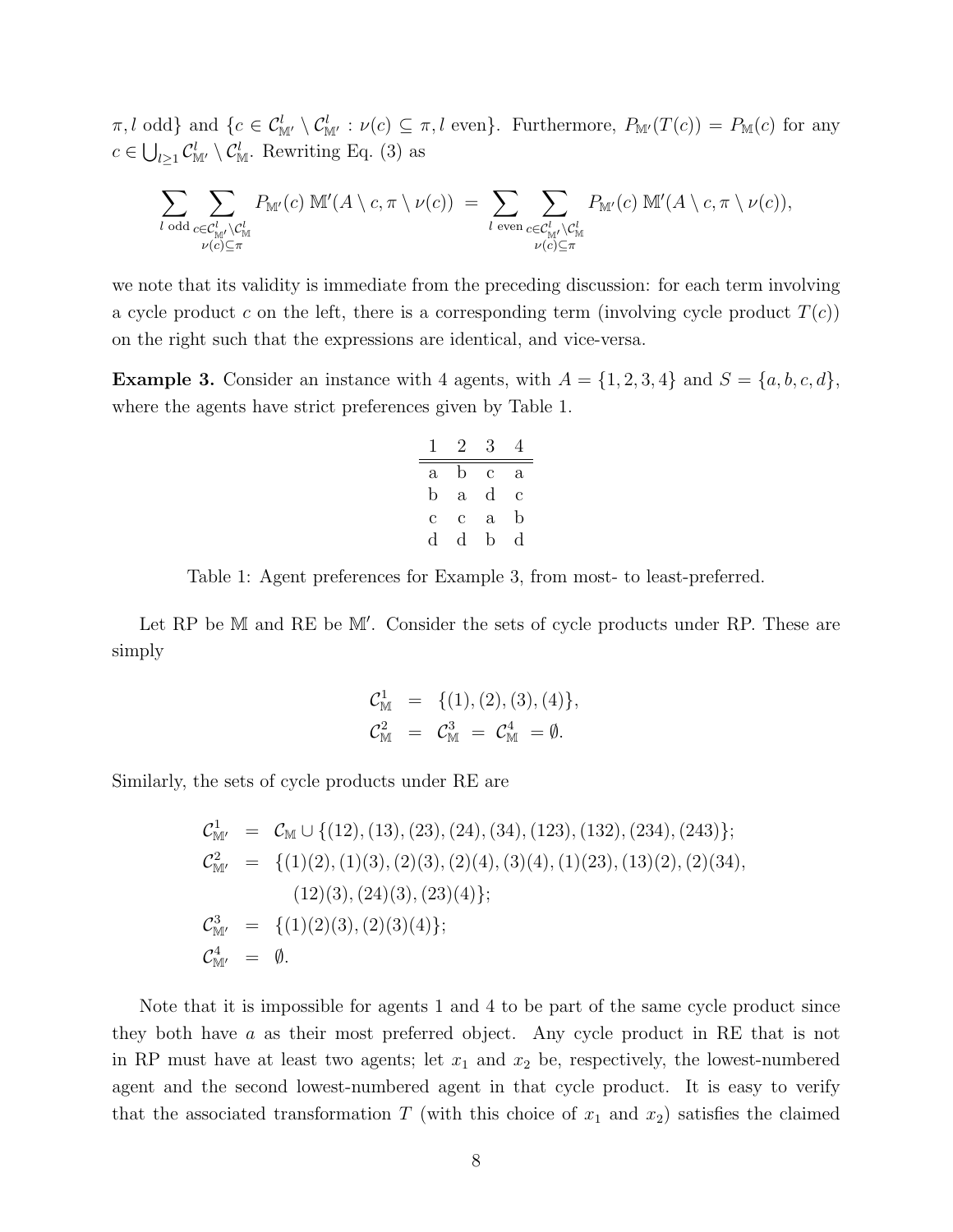$\pi, l$ odd} and $\{c \in \mathcal{C}^l_{\mathbb{M}'} \setminus \mathcal{C}^l_{\mathbb{M}'} : \nu(c) \subseteq \pi, l \text{ even}\}$. Furthermore, $P_{\mathbb{M}'}(T(c)) = P_{\mathbb{M}}(c)$ for any $c \in \bigcup_{l \geq 1} \mathcal{C}^l_{\mathbb{M}'} \setminus \mathcal{C}^l_{\mathbb{M}}$. Rewriting Eq. (3) as

$$\sum_{l \text{ odd}} \sum_{\substack{c \in \mathcal{C}^l_{\mathbb{M}'} \setminus \mathcal{C}^l_{\mathbb{M}} \\ \nu(c) \subseteq \pi}} P_{\mathbb{M}'}(c)\, \mathbb{M}'(A \setminus c, \pi \setminus \nu(c)) \;=\; \sum_{l \text{ even}} \sum_{\substack{c \in \mathcal{C}^l_{\mathbb{M}'} \setminus \mathcal{C}^l_{\mathbb{M}} \\ \nu(c) \subseteq \pi}} P_{\mathbb{M}'}(c)\, \mathbb{M}'(A \setminus c, \pi \setminus \nu(c)),$$

we note that its validity is immediate from the preceding discussion: for each term involving a cycle product $c$ on the left, there is a corresponding term (involving cycle product $T(c)$) on the right such that the expressions are identical, and vice-versa.

**Example 3.** Consider an instance with 4 agents, with $A = \{1, 2, 3, 4\}$ and $S = \{a, b, c, d\}$, where the agents have strict preferences given by Table 1.

| 1 | 2 | 3 | 4 |
|---|---|---|---|
| a | b | c | a |
| b | a | d | c |
| c | c | a | b |
| d | d | b | d |

Table 1: Agent preferences for Example 3, from most- to least-preferred.

Let RP be $\mathbb{M}$ and RE be $\mathbb{M}'$. Consider the sets of cycle products under RP. These are simply

$$\begin{aligned}
\mathcal{C}^1_{\mathbb{M}} &= \{(1), (2), (3), (4)\}, \\
\mathcal{C}^2_{\mathbb{M}} &= \mathcal{C}^3_{\mathbb{M}} \;=\; \mathcal{C}^4_{\mathbb{M}} \;= \emptyset.
\end{aligned}$$

Similarly, the sets of cycle products under RE are

$$\begin{aligned}
\mathcal{C}^1_{\mathbb{M}'} &= \mathcal{C}_{\mathbb{M}} \cup \{(12), (13), (23), (24), (34), (123), (132), (234), (243)\}; \\
\mathcal{C}^2_{\mathbb{M}'} &= \{(1)(2), (1)(3), (2)(3), (2)(4), (3)(4), (1)(23), (13)(2), (2)(34), \\
&\qquad (12)(3), (24)(3), (23)(4)\}; \\
\mathcal{C}^3_{\mathbb{M}'} &= \{(1)(2)(3), (2)(3)(4)\}; \\
\mathcal{C}^4_{\mathbb{M}'} &= \emptyset.
\end{aligned}$$

Note that it is impossible for agents 1 and 4 to be part of the same cycle product since they both have $a$ as their most preferred object. Any cycle product in RE that is not in RP must have at least two agents; let $x_1$ and $x_2$ be, respectively, the lowest-numbered agent and the second lowest-numbered agent in that cycle product. It is easy to verify that the associated transformation $T$ (with this choice of $x_1$ and $x_2$) satisfies the claimed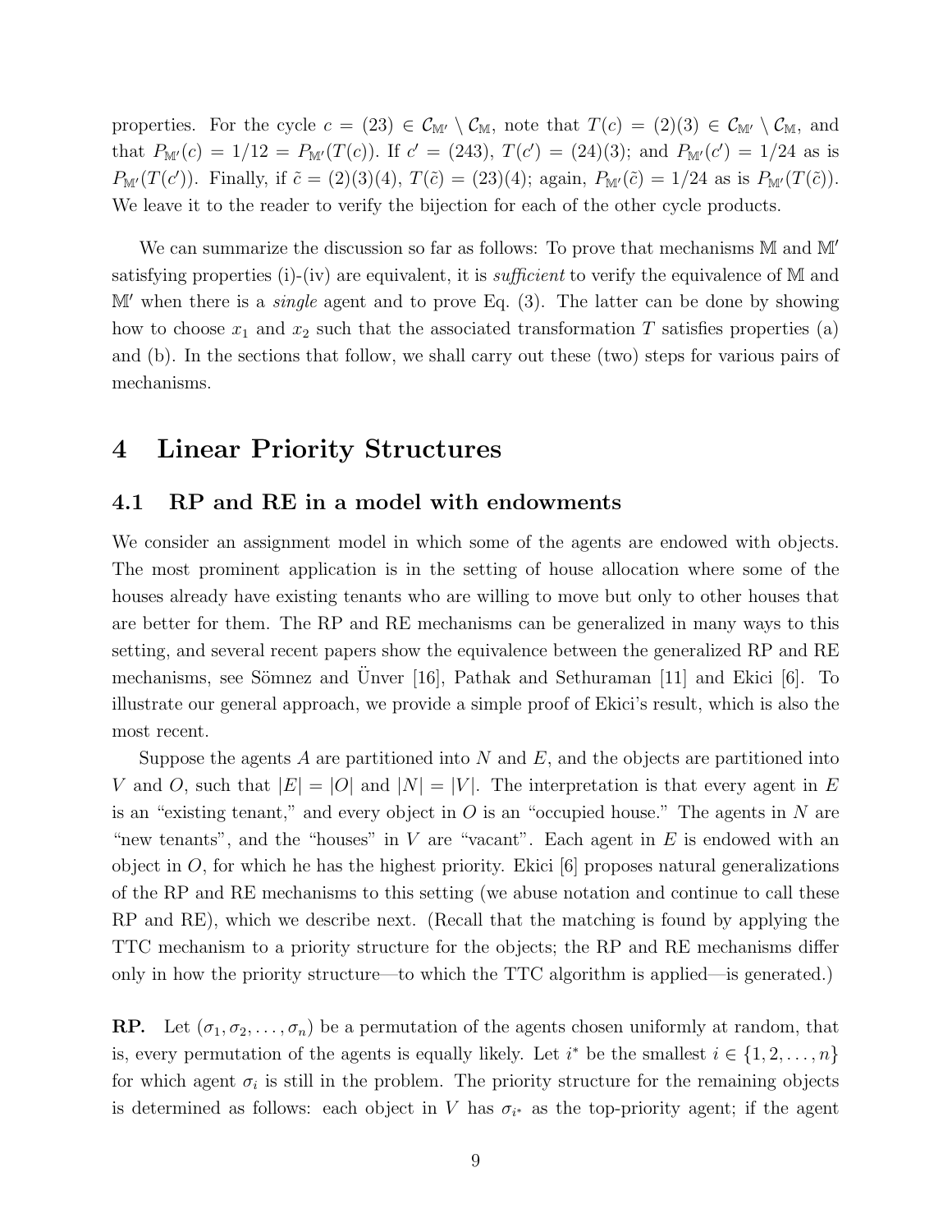properties. For the cycle $c = (23) \in \mathcal{C}_{\mathbb{M}'} \setminus \mathcal{C}_{\mathbb{M}}$, note that $T(c) = (2)(3) \in \mathcal{C}_{\mathbb{M}'} \setminus \mathcal{C}_{\mathbb{M}}$, and that $P_{\mathbb{M}'}(c) = 1/12 = P_{\mathbb{M}'}(T(c))$. If $c' = (243)$, $T(c') = (24)(3)$; and $P_{\mathbb{M}'}(c') = 1/24$ as is $P_{\mathbb{M}'}(T(c'))$. Finally, if $\tilde{c} = (2)(3)(4)$, $T(\tilde{c}) = (23)(4)$; again, $P_{\mathbb{M}'}(\tilde{c}) = 1/24$ as is $P_{\mathbb{M}'}(T(\tilde{c}))$. We leave it to the reader to verify the bijection for each of the other cycle products.

We can summarize the discussion so far as follows: To prove that mechanisms $\mathbb{M}$ and $\mathbb{M}'$ satisfying properties (i)-(iv) are equivalent, it is *sufficient* to verify the equivalence of $\mathbb{M}$ and $\mathbb{M}'$ when there is a *single* agent and to prove Eq. (3). The latter can be done by showing how to choose $x_1$ and $x_2$ such that the associated transformation $T$ satisfies properties (a) and (b). In the sections that follow, we shall carry out these (two) steps for various pairs of mechanisms.

# 4 Linear Priority Structures

## 4.1 RP and RE in a model with endowments

We consider an assignment model in which some of the agents are endowed with objects. The most prominent application is in the setting of house allocation where some of the houses already have existing tenants who are willing to move but only to other houses that are better for them. The RP and RE mechanisms can be generalized in many ways to this setting, and several recent papers show the equivalence between the generalized RP and RE mechanisms, see Sömnez and Ünver [16], Pathak and Sethuraman [11] and Ekici [6]. To illustrate our general approach, we provide a simple proof of Ekici's result, which is also the most recent.

Suppose the agents $A$ are partitioned into $N$ and $E$, and the objects are partitioned into $V$ and $O$, such that $|E| = |O|$ and $|N| = |V|$. The interpretation is that every agent in $E$ is an "existing tenant," and every object in $O$ is an "occupied house." The agents in $N$ are "new tenants", and the "houses" in $V$ are "vacant". Each agent in $E$ is endowed with an object in $O$, for which he has the highest priority. Ekici [6] proposes natural generalizations of the RP and RE mechanisms to this setting (we abuse notation and continue to call these RP and RE), which we describe next. (Recall that the matching is found by applying the TTC mechanism to a priority structure for the objects; the RP and RE mechanisms differ only in how the priority structure—to which the TTC algorithm is applied—is generated.)

**RP.** Let $(\sigma_1, \sigma_2, \ldots, \sigma_n)$ be a permutation of the agents chosen uniformly at random, that is, every permutation of the agents is equally likely. Let $i^*$ be the smallest $i \in \{1, 2, \ldots, n\}$ for which agent $\sigma_i$ is still in the problem. The priority structure for the remaining objects is determined as follows: each object in $V$ has $\sigma_{i^*}$ as the top-priority agent; if the agent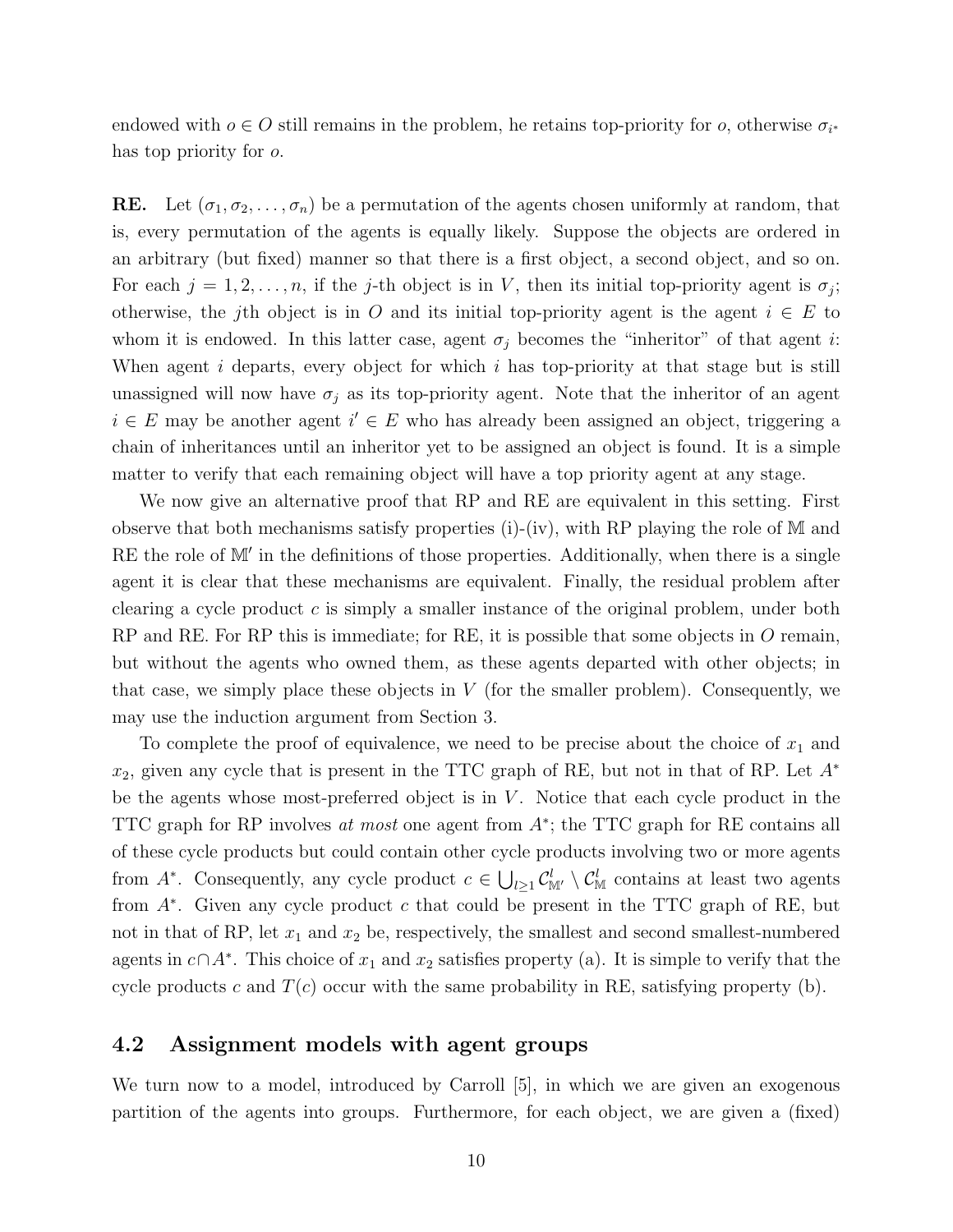endowed with $o \in O$ still remains in the problem, he retains top-priority for $o$, otherwise $\sigma_{i^*}$ has top priority for $o$.

**RE.** Let $(\sigma_1, \sigma_2, \ldots, \sigma_n)$ be a permutation of the agents chosen uniformly at random, that is, every permutation of the agents is equally likely. Suppose the objects are ordered in an arbitrary (but fixed) manner so that there is a first object, a second object, and so on. For each $j = 1, 2, \ldots, n$, if the $j$-th object is in $V$, then its initial top-priority agent is $\sigma_j$; otherwise, the $j$th object is in $O$ and its initial top-priority agent is the agent $i \in E$ to whom it is endowed. In this latter case, agent $\sigma_j$ becomes the "inheritor" of that agent $i$: When agent $i$ departs, every object for which $i$ has top-priority at that stage but is still unassigned will now have $\sigma_j$ as its top-priority agent. Note that the inheritor of an agent $i \in E$ may be another agent $i' \in E$ who has already been assigned an object, triggering a chain of inheritances until an inheritor yet to be assigned an object is found. It is a simple matter to verify that each remaining object will have a top priority agent at any stage.

We now give an alternative proof that RP and RE are equivalent in this setting. First observe that both mechanisms satisfy properties (i)-(iv), with RP playing the role of $\mathbb{M}$ and RE the role of $\mathbb{M}'$ in the definitions of those properties. Additionally, when there is a single agent it is clear that these mechanisms are equivalent. Finally, the residual problem after clearing a cycle product $c$ is simply a smaller instance of the original problem, under both RP and RE. For RP this is immediate; for RE, it is possible that some objects in $O$ remain, but without the agents who owned them, as these agents departed with other objects; in that case, we simply place these objects in $V$ (for the smaller problem). Consequently, we may use the induction argument from Section 3.

To complete the proof of equivalence, we need to be precise about the choice of $x_1$ and $x_2$, given any cycle that is present in the TTC graph of RE, but not in that of RP. Let $A^*$ be the agents whose most-preferred object is in $V$. Notice that each cycle product in the TTC graph for RP involves *at most* one agent from $A^*$; the TTC graph for RE contains all of these cycle products but could contain other cycle products involving two or more agents from $A^*$. Consequently, any cycle product $c \in \bigcup_{l \geq 1} \mathcal{C}^l_{\mathbb{M}'} \setminus \mathcal{C}^l_{\mathbb{M}}$ contains at least two agents from $A^*$. Given any cycle product $c$ that could be present in the TTC graph of RE, but not in that of RP, let $x_1$ and $x_2$ be, respectively, the smallest and second smallest-numbered agents in $c \cap A^*$. This choice of $x_1$ and $x_2$ satisfies property (a). It is simple to verify that the cycle products $c$ and $T(c)$ occur with the same probability in RE, satisfying property (b).

## 4.2 Assignment models with agent groups

We turn now to a model, introduced by Carroll [5], in which we are given an exogenous partition of the agents into groups. Furthermore, for each object, we are given a (fixed)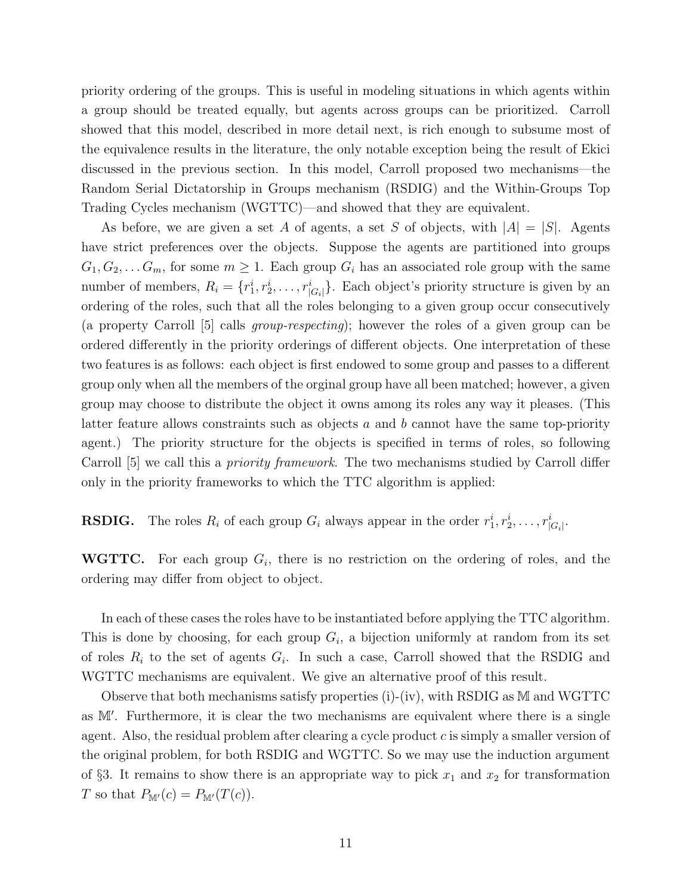priority ordering of the groups. This is useful in modeling situations in which agents within a group should be treated equally, but agents across groups can be prioritized. Carroll showed that this model, described in more detail next, is rich enough to subsume most of the equivalence results in the literature, the only notable exception being the result of Ekici discussed in the previous section. In this model, Carroll proposed two mechanisms—the Random Serial Dictatorship in Groups mechanism (RSDIG) and the Within-Groups Top Trading Cycles mechanism (WGTTC)—and showed that they are equivalent.

As before, we are given a set $A$ of agents, a set $S$ of objects, with $|A| = |S|$. Agents have strict preferences over the objects. Suppose the agents are partitioned into groups $G_1, G_2, \ldots G_m$, for some $m \geq 1$. Each group $G_i$ has an associated role group with the same number of members, $R_i = \{r_1^i, r_2^i, \ldots, r_{|G_i|}^i\}$. Each object's priority structure is given by an ordering of the roles, such that all the roles belonging to a given group occur consecutively (a property Carroll [5] calls *group-respecting*); however the roles of a given group can be ordered differently in the priority orderings of different objects. One interpretation of these two features is as follows: each object is first endowed to some group and passes to a different group only when all the members of the orginal group have all been matched; however, a given group may choose to distribute the object it owns among its roles any way it pleases. (This latter feature allows constraints such as objects $a$ and $b$ cannot have the same top-priority agent.) The priority structure for the objects is specified in terms of roles, so following Carroll [5] we call this a *priority framework*. The two mechanisms studied by Carroll differ only in the priority frameworks to which the TTC algorithm is applied:

**RSDIG.** The roles $R_i$ of each group $G_i$ always appear in the order $r_1^i, r_2^i, \ldots, r_{|G_i|}^i$.

**WGTTC.** For each group $G_i$, there is no restriction on the ordering of roles, and the ordering may differ from object to object.

In each of these cases the roles have to be instantiated before applying the TTC algorithm. This is done by choosing, for each group $G_i$, a bijection uniformly at random from its set of roles $R_i$ to the set of agents $G_i$. In such a case, Carroll showed that the RSDIG and WGTTC mechanisms are equivalent. We give an alternative proof of this result.

Observe that both mechanisms satisfy properties (i)-(iv), with RSDIG as $\mathbb{M}$ and WGTTC as $\mathbb{M}'$. Furthermore, it is clear the two mechanisms are equivalent where there is a single agent. Also, the residual problem after clearing a cycle product $c$ is simply a smaller version of the original problem, for both RSDIG and WGTTC. So we may use the induction argument of §3. It remains to show there is an appropriate way to pick $x_1$ and $x_2$ for transformation $T$ so that $P_{\mathbb{M}'}(c) = P_{\mathbb{M}'}(T(c))$.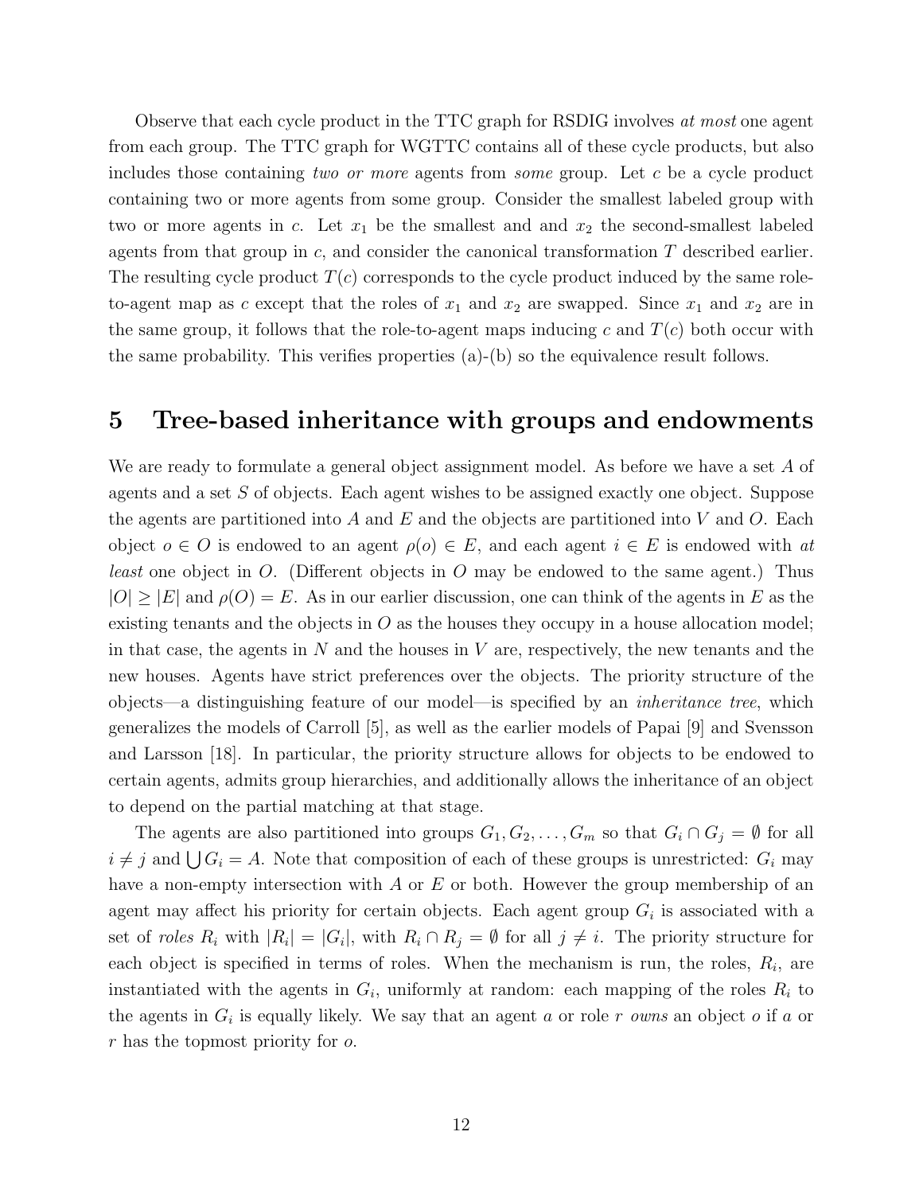Observe that each cycle product in the TTC graph for RSDIG involves *at most* one agent from each group. The TTC graph for WGTTC contains all of these cycle products, but also includes those containing *two or more* agents from *some* group. Let $c$ be a cycle product containing two or more agents from some group. Consider the smallest labeled group with two or more agents in $c$. Let $x_1$ be the smallest and and $x_2$ the second-smallest labeled agents from that group in $c$, and consider the canonical transformation $T$ described earlier. The resulting cycle product $T(c)$ corresponds to the cycle product induced by the same role-to-agent map as $c$ except that the roles of $x_1$ and $x_2$ are swapped. Since $x_1$ and $x_2$ are in the same group, it follows that the role-to-agent maps inducing $c$ and $T(c)$ both occur with the same probability. This verifies properties (a)-(b) so the equivalence result follows.

# 5 Tree-based inheritance with groups and endowments

We are ready to formulate a general object assignment model. As before we have a set $A$ of agents and a set $S$ of objects. Each agent wishes to be assigned exactly one object. Suppose the agents are partitioned into $A$ and $E$ and the objects are partitioned into $V$ and $O$. Each object $o \in O$ is endowed to an agent $\rho(o) \in E$, and each agent $i \in E$ is endowed with *at least* one object in $O$. (Different objects in $O$ may be endowed to the same agent.) Thus $|O| \geq |E|$ and $\rho(O) = E$. As in our earlier discussion, one can think of the agents in $E$ as the existing tenants and the objects in $O$ as the houses they occupy in a house allocation model; in that case, the agents in $N$ and the houses in $V$ are, respectively, the new tenants and the new houses. Agents have strict preferences over the objects. The priority structure of the objects—a distinguishing feature of our model—is specified by an *inheritance tree*, which generalizes the models of Carroll [5], as well as the earlier models of Papai [9] and Svensson and Larsson [18]. In particular, the priority structure allows for objects to be endowed to certain agents, admits group hierarchies, and additionally allows the inheritance of an object to depend on the partial matching at that stage.

The agents are also partitioned into groups $G_1, G_2, \ldots, G_m$ so that $G_i \cap G_j = \emptyset$ for all $i \neq j$ and $\bigcup G_i = A$. Note that composition of each of these groups is unrestricted: $G_i$ may have a non-empty intersection with $A$ or $E$ or both. However the group membership of an agent may affect his priority for certain objects. Each agent group $G_i$ is associated with a set of *roles* $R_i$ with $|R_i| = |G_i|$, with $R_i \cap R_j = \emptyset$ for all $j \neq i$. The priority structure for each object is specified in terms of roles. When the mechanism is run, the roles, $R_i$, are instantiated with the agents in $G_i$, uniformly at random: each mapping of the roles $R_i$ to the agents in $G_i$ is equally likely. We say that an agent $a$ or role $r$ *owns* an object $o$ if $a$ or $r$ has the topmost priority for $o$.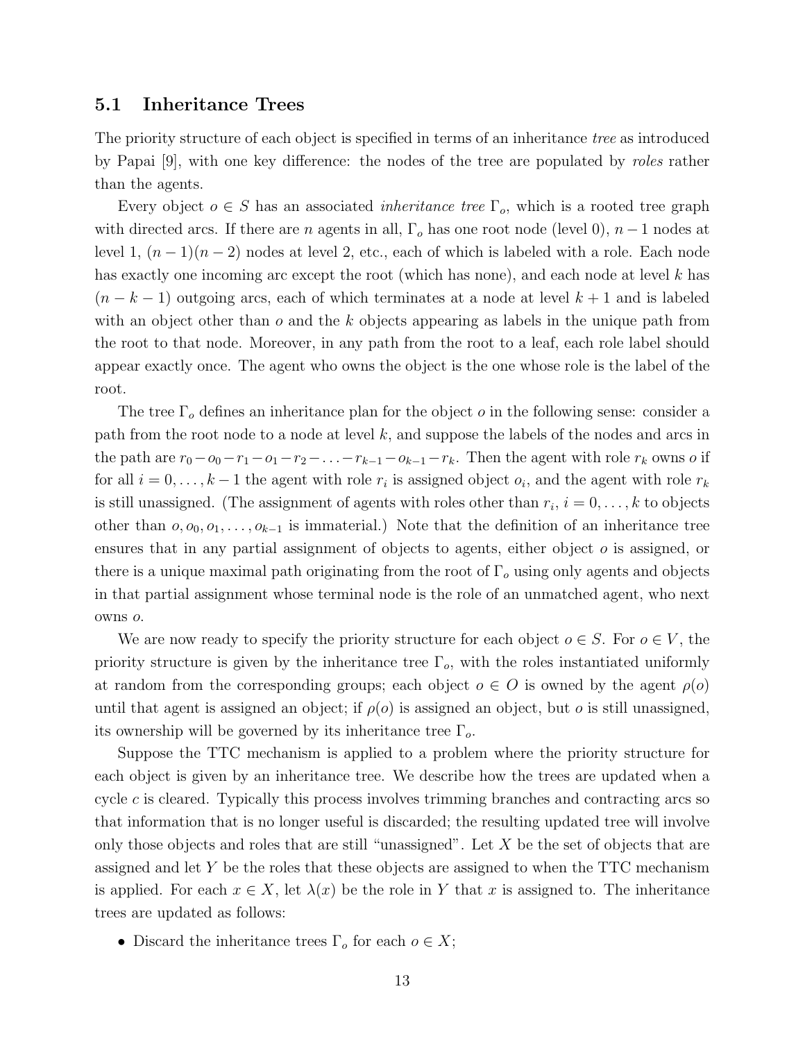### 5.1 Inheritance Trees

The priority structure of each object is specified in terms of an inheritance *tree* as introduced by Papai [9], with one key difference: the nodes of the tree are populated by *roles* rather than the agents.

Every object $o \in S$ has an associated *inheritance tree* $\Gamma_o$, which is a rooted tree graph with directed arcs. If there are $n$ agents in all, $\Gamma_o$ has one root node (level 0), $n-1$ nodes at level 1, $(n-1)(n-2)$ nodes at level 2, etc., each of which is labeled with a role. Each node has exactly one incoming arc except the root (which has none), and each node at level $k$ has $(n-k-1)$ outgoing arcs, each of which terminates at a node at level $k+1$ and is labeled with an object other than $o$ and the $k$ objects appearing as labels in the unique path from the root to that node. Moreover, in any path from the root to a leaf, each role label should appear exactly once. The agent who owns the object is the one whose role is the label of the root.

The tree $\Gamma_o$ defines an inheritance plan for the object $o$ in the following sense: consider a path from the root node to a node at level $k$, and suppose the labels of the nodes and arcs in the path are $r_0 - o_0 - r_1 - o_1 - r_2 - \ldots - r_{k-1} - o_{k-1} - r_k$. Then the agent with role $r_k$ owns $o$ if for all $i = 0, \ldots, k-1$ the agent with role $r_i$ is assigned object $o_i$, and the agent with role $r_k$ is still unassigned. (The assignment of agents with roles other than $r_i$, $i = 0, \ldots, k$ to objects other than $o, o_0, o_1, \ldots, o_{k-1}$ is immaterial.) Note that the definition of an inheritance tree ensures that in any partial assignment of objects to agents, either object $o$ is assigned, or there is a unique maximal path originating from the root of $\Gamma_o$ using only agents and objects in that partial assignment whose terminal node is the role of an unmatched agent, who next owns $o$.

We are now ready to specify the priority structure for each object $o \in S$. For $o \in V$, the priority structure is given by the inheritance tree $\Gamma_o$, with the roles instantiated uniformly at random from the corresponding groups; each object $o \in O$ is owned by the agent $\rho(o)$ until that agent is assigned an object; if $\rho(o)$ is assigned an object, but $o$ is still unassigned, its ownership will be governed by its inheritance tree $\Gamma_o$.

Suppose the TTC mechanism is applied to a problem where the priority structure for each object is given by an inheritance tree. We describe how the trees are updated when a cycle $c$ is cleared. Typically this process involves trimming branches and contracting arcs so that information that is no longer useful is discarded; the resulting updated tree will involve only those objects and roles that are still "unassigned". Let $X$ be the set of objects that are assigned and let $Y$ be the roles that these objects are assigned to when the TTC mechanism is applied. For each $x \in X$, let $\lambda(x)$ be the role in $Y$ that $x$ is assigned to. The inheritance trees are updated as follows:

- Discard the inheritance trees $\Gamma_o$ for each $o \in X$;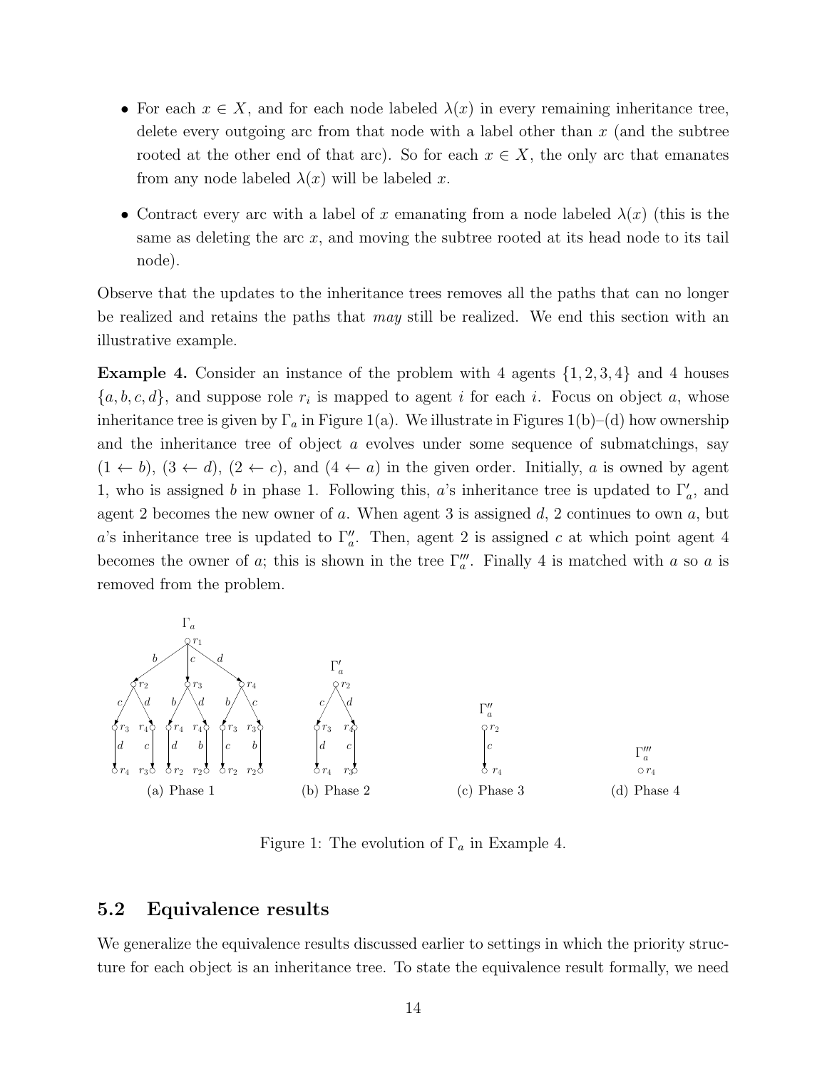- For each $x \in X$, and for each node labeled $\lambda(x)$ in every remaining inheritance tree, delete every outgoing arc from that node with a label other than $x$ (and the subtree rooted at the other end of that arc). So for each $x \in X$, the only arc that emanates from any node labeled $\lambda(x)$ will be labeled $x$.

- Contract every arc with a label of $x$ emanating from a node labeled $\lambda(x)$ (this is the same as deleting the arc $x$, and moving the subtree rooted at its head node to its tail node).

Observe that the updates to the inheritance trees removes all the paths that can no longer be realized and retains the paths that *may* still be realized. We end this section with an illustrative example.

**Example 4.** Consider an instance of the problem with 4 agents $\{1, 2, 3, 4\}$ and 4 houses $\{a, b, c, d\}$, and suppose role $r_i$ is mapped to agent $i$ for each $i$. Focus on object $a$, whose inheritance tree is given by $\Gamma_a$ in Figure 1(a). We illustrate in Figures 1(b)–(d) how ownership and the inheritance tree of object $a$ evolves under some sequence of submatchings, say $(1 \leftarrow b)$, $(3 \leftarrow d)$, $(2 \leftarrow c)$, and $(4 \leftarrow a)$ in the given order. Initially, $a$ is owned by agent 1, who is assigned $b$ in phase 1. Following this, $a$'s inheritance tree is updated to $\Gamma'_a$, and agent 2 becomes the new owner of $a$. When agent 3 is assigned $d$, 2 continues to own $a$, but $a$'s inheritance tree is updated to $\Gamma''_a$. Then, agent 2 is assigned $c$ at which point agent 4 becomes the owner of $a$; this is shown in the tree $\Gamma'''_a$. Finally 4 is matched with $a$ so $a$ is removed from the problem.

(a) Phase 1 (b) Phase 2 (c) Phase 3 (d) Phase 4

Figure 1: The evolution of $\Gamma_a$ in Example 4.

## 5.2 Equivalence results

We generalize the equivalence results discussed earlier to settings in which the priority structure for each object is an inheritance tree. To state the equivalence result formally, we need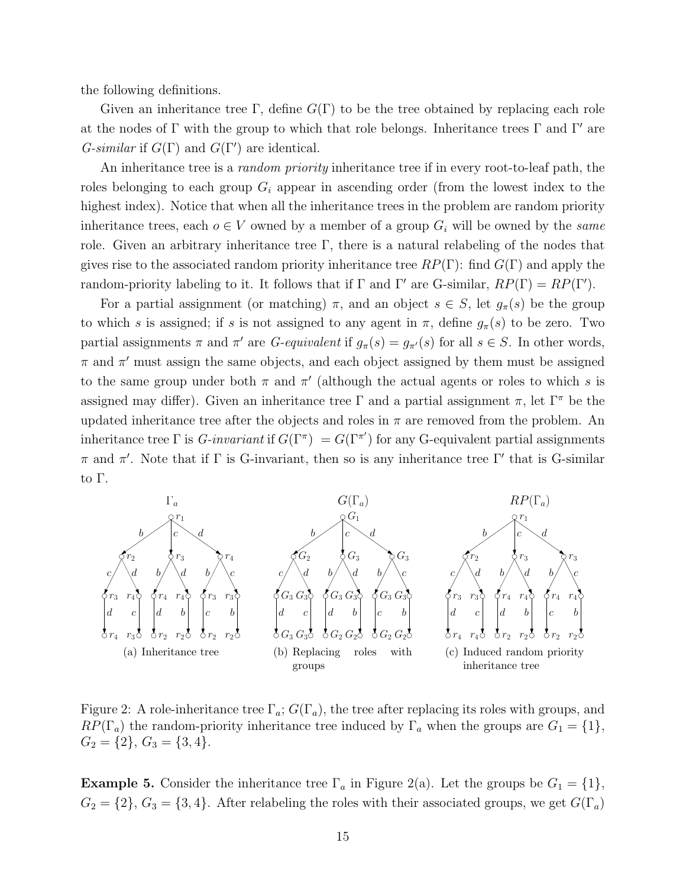the following definitions.

Given an inheritance tree $\Gamma$, define $G(\Gamma)$ to be the tree obtained by replacing each role at the nodes of $\Gamma$ with the group to which that role belongs. Inheritance trees $\Gamma$ and $\Gamma'$ are *G-similar* if $G(\Gamma)$ and $G(\Gamma')$ are identical.

An inheritance tree is a *random priority* inheritance tree if in every root-to-leaf path, the roles belonging to each group $G_i$ appear in ascending order (from the lowest index to the highest index). Notice that when all the inheritance trees in the problem are random priority inheritance trees, each $o \in V$ owned by a member of a group $G_i$ will be owned by the *same* role. Given an arbitrary inheritance tree $\Gamma$, there is a natural relabeling of the nodes that gives rise to the associated random priority inheritance tree $RP(\Gamma)$: find $G(\Gamma)$ and apply the random-priority labeling to it. It follows that if $\Gamma$ and $\Gamma'$ are G-similar, $RP(\Gamma) = RP(\Gamma')$.

For a partial assignment (or matching) $\pi$, and an object $s \in S$, let $g_\pi(s)$ be the group to which $s$ is assigned; if $s$ is not assigned to any agent in $\pi$, define $g_\pi(s)$ to be zero. Two partial assignments $\pi$ and $\pi'$ are *G-equivalent* if $g_\pi(s) = g_{\pi'}(s)$ for all $s \in S$. In other words, $\pi$ and $\pi'$ must assign the same objects, and each object assigned by them must be assigned to the same group under both $\pi$ and $\pi'$ (although the actual agents or roles to which $s$ is assigned may differ). Given an inheritance tree $\Gamma$ and a partial assignment $\pi$, let $\Gamma^\pi$ be the updated inheritance tree after the objects and roles in $\pi$ are removed from the problem. An inheritance tree $\Gamma$ is *G-invariant* if $G(\Gamma^\pi) = G(\Gamma^{\pi'})$ for any G-equivalent partial assignments $\pi$ and $\pi'$. Note that if $\Gamma$ is G-invariant, then so is any inheritance tree $\Gamma'$ that is G-similar to $\Gamma$.

(a) Inheritance tree (b) Replacing roles with groups (c) Induced random priority inheritance tree

Figure 2: A role-inheritance tree $\Gamma_a$; $G(\Gamma_a)$, the tree after replacing its roles with groups, and $RP(\Gamma_a)$ the random-priority inheritance tree induced by $\Gamma_a$ when the groups are $G_1 = \{1\}$, $G_2 = \{2\}$, $G_3 = \{3, 4\}$.

**Example 5.** Consider the inheritance tree $\Gamma_a$ in Figure 2(a). Let the groups be $G_1 = \{1\}$, $G_2 = \{2\}$, $G_3 = \{3, 4\}$. After relabeling the roles with their associated groups, we get $G(\Gamma_a)$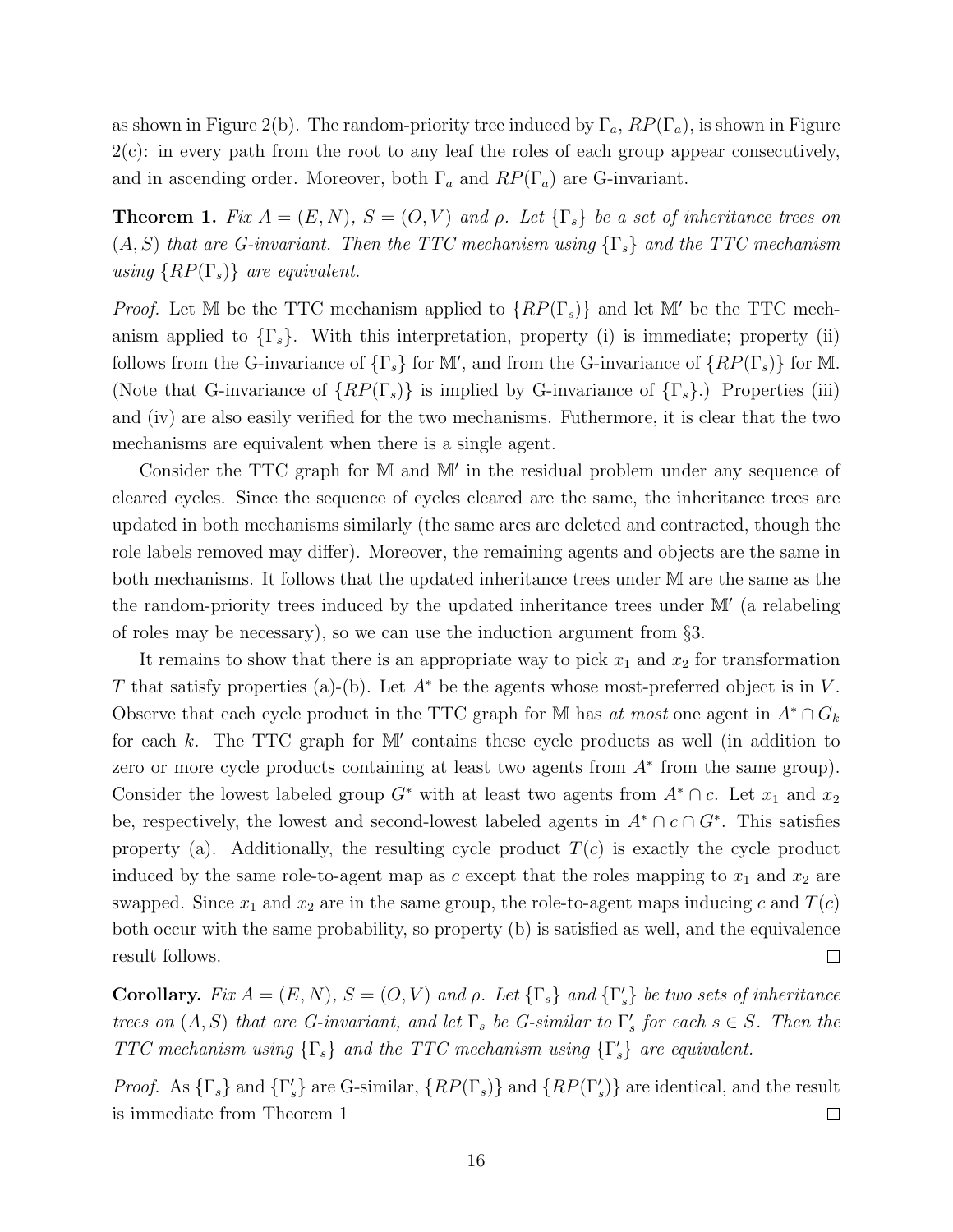as shown in Figure 2(b). The random-priority tree induced by $\Gamma_a$, $RP(\Gamma_a)$, is shown in Figure 2(c): in every path from the root to any leaf the roles of each group appear consecutively, and in ascending order. Moreover, both $\Gamma_a$ and $RP(\Gamma_a)$ are G-invariant.

**Theorem 1.** *Fix $A = (E, N)$, $S = (O, V)$ and $\rho$. Let $\{\Gamma_s\}$ be a set of inheritance trees on $(A, S)$ that are G-invariant. Then the TTC mechanism using $\{\Gamma_s\}$ and the TTC mechanism using $\{RP(\Gamma_s)\}$ are equivalent.*

*Proof.* Let $\mathbb{M}$ be the TTC mechanism applied to $\{RP(\Gamma_s)\}$ and let $\mathbb{M}'$ be the TTC mechanism applied to $\{\Gamma_s\}$. With this interpretation, property (i) is immediate; property (ii) follows from the G-invariance of $\{\Gamma_s\}$ for $\mathbb{M}'$, and from the G-invariance of $\{RP(\Gamma_s)\}$ for $\mathbb{M}$. (Note that G-invariance of $\{RP(\Gamma_s)\}$ is implied by G-invariance of $\{\Gamma_s\}$.) Properties (iii) and (iv) are also easily verified for the two mechanisms. Futhermore, it is clear that the two mechanisms are equivalent when there is a single agent.

Consider the TTC graph for $\mathbb{M}$ and $\mathbb{M}'$ in the residual problem under any sequence of cleared cycles. Since the sequence of cycles cleared are the same, the inheritance trees are updated in both mechanisms similarly (the same arcs are deleted and contracted, though the role labels removed may differ). Moreover, the remaining agents and objects are the same in both mechanisms. It follows that the updated inheritance trees under $\mathbb{M}$ are the same as the the random-priority trees induced by the updated inheritance trees under $\mathbb{M}'$ (a relabeling of roles may be necessary), so we can use the induction argument from §3.

It remains to show that there is an appropriate way to pick $x_1$ and $x_2$ for transformation $T$ that satisfy properties (a)-(b). Let $A^*$ be the agents whose most-preferred object is in $V$. Observe that each cycle product in the TTC graph for $\mathbb{M}$ has *at most* one agent in $A^* \cap G_k$ for each $k$. The TTC graph for $\mathbb{M}'$ contains these cycle products as well (in addition to zero or more cycle products containing at least two agents from $A^*$ from the same group). Consider the lowest labeled group $G^*$ with at least two agents from $A^* \cap c$. Let $x_1$ and $x_2$ be, respectively, the lowest and second-lowest labeled agents in $A^* \cap c \cap G^*$. This satisfies property (a). Additionally, the resulting cycle product $T(c)$ is exactly the cycle product induced by the same role-to-agent map as $c$ except that the roles mapping to $x_1$ and $x_2$ are swapped. Since $x_1$ and $x_2$ are in the same group, the role-to-agent maps inducing $c$ and $T(c)$ both occur with the same probability, so property (b) is satisfied as well, and the equivalence result follows. □

**Corollary.** *Fix $A = (E, N)$, $S = (O, V)$ and $\rho$. Let $\{\Gamma_s\}$ and $\{\Gamma'_s\}$ be two sets of inheritance trees on $(A, S)$ that are G-invariant, and let $\Gamma_s$ be G-similar to $\Gamma'_s$ for each $s \in S$. Then the TTC mechanism using $\{\Gamma_s\}$ and the TTC mechanism using $\{\Gamma'_s\}$ are equivalent.*

*Proof.* As $\{\Gamma_s\}$ and $\{\Gamma'_s\}$ are G-similar, $\{RP(\Gamma_s)\}$ and $\{RP(\Gamma'_s)\}$ are identical, and the result is immediate from Theorem 1 □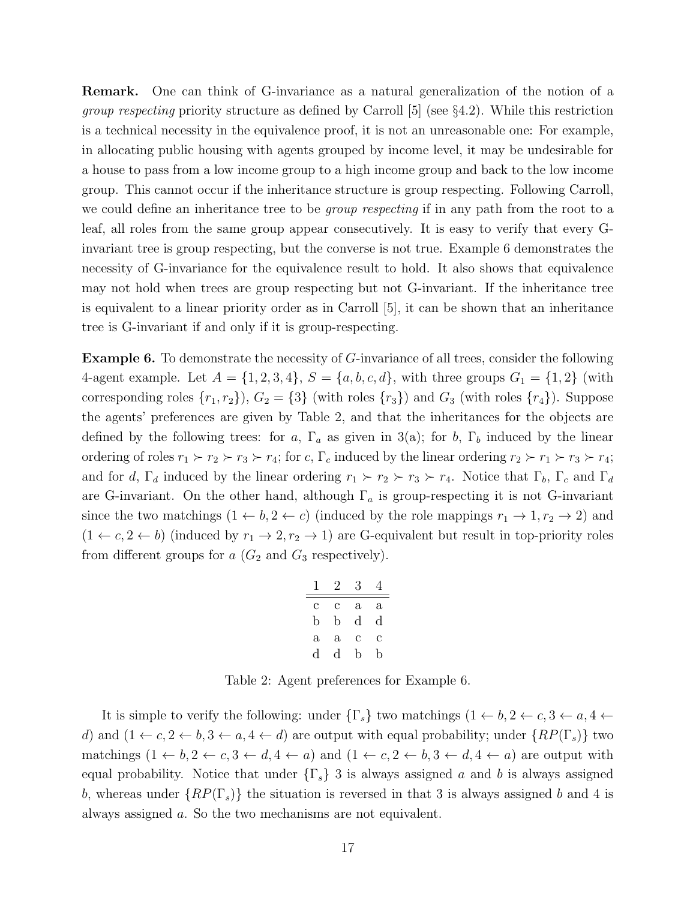**Remark.** One can think of G-invariance as a natural generalization of the notion of a *group respecting* priority structure as defined by Carroll [5] (see §4.2). While this restriction is a technical necessity in the equivalence proof, it is not an unreasonable one: For example, in allocating public housing with agents grouped by income level, it may be undesirable for a house to pass from a low income group to a high income group and back to the low income group. This cannot occur if the inheritance structure is group respecting. Following Carroll, we could define an inheritance tree to be *group respecting* if in any path from the root to a leaf, all roles from the same group appear consecutively. It is easy to verify that every G-invariant tree is group respecting, but the converse is not true. Example 6 demonstrates the necessity of G-invariance for the equivalence result to hold. It also shows that equivalence may not hold when trees are group respecting but not G-invariant. If the inheritance tree is equivalent to a linear priority order as in Carroll [5], it can be shown that an inheritance tree is G-invariant if and only if it is group-respecting.

**Example 6.** To demonstrate the necessity of $G$-invariance of all trees, consider the following 4-agent example. Let $A = \{1, 2, 3, 4\}$, $S = \{a, b, c, d\}$, with three groups $G_1 = \{1, 2\}$ (with corresponding roles $\{r_1, r_2\}$), $G_2 = \{3\}$ (with roles $\{r_3\}$) and $G_3$ (with roles $\{r_4\}$). Suppose the agents' preferences are given by Table 2, and that the inheritances for the objects are defined by the following trees: for $a$, $\Gamma_a$ as given in 3(a); for $b$, $\Gamma_b$ induced by the linear ordering of roles $r_1 \succ r_2 \succ r_3 \succ r_4$; for $c$, $\Gamma_c$ induced by the linear ordering $r_2 \succ r_1 \succ r_3 \succ r_4$; and for $d$, $\Gamma_d$ induced by the linear ordering $r_1 \succ r_2 \succ r_3 \succ r_4$. Notice that $\Gamma_b$, $\Gamma_c$ and $\Gamma_d$ are G-invariant. On the other hand, although $\Gamma_a$ is group-respecting it is not G-invariant since the two matchings $(1 \leftarrow b, 2 \leftarrow c)$ (induced by the role mappings $r_1 \to 1, r_2 \to 2$) and $(1 \leftarrow c, 2 \leftarrow b)$ (induced by $r_1 \to 2, r_2 \to 1$) are G-equivalent but result in top-priority roles from different groups for $a$ ($G_2$ and $G_3$ respectively).

| 1 | 2 | 3 | 4 |
|---|---|---|---|
| c | c | a | a |
| b | b | d | d |
| a | a | c | c |
| d | d | b | b |

Table 2: Agent preferences for Example 6.

It is simple to verify the following: under $\{\Gamma_s\}$ two matchings $(1 \leftarrow b, 2 \leftarrow c, 3 \leftarrow a, 4 \leftarrow d)$ and $(1 \leftarrow c, 2 \leftarrow b, 3 \leftarrow a, 4 \leftarrow d)$ are output with equal probability; under $\{RP(\Gamma_s)\}$ two matchings $(1 \leftarrow b, 2 \leftarrow c, 3 \leftarrow d, 4 \leftarrow a)$ and $(1 \leftarrow c, 2 \leftarrow b, 3 \leftarrow d, 4 \leftarrow a)$ are output with equal probability. Notice that under $\{\Gamma_s\}$ 3 is always assigned $a$ and $b$ is always assigned $b$, whereas under $\{RP(\Gamma_s)\}$ the situation is reversed in that 3 is always assigned $b$ and 4 is always assigned $a$. So the two mechanisms are not equivalent.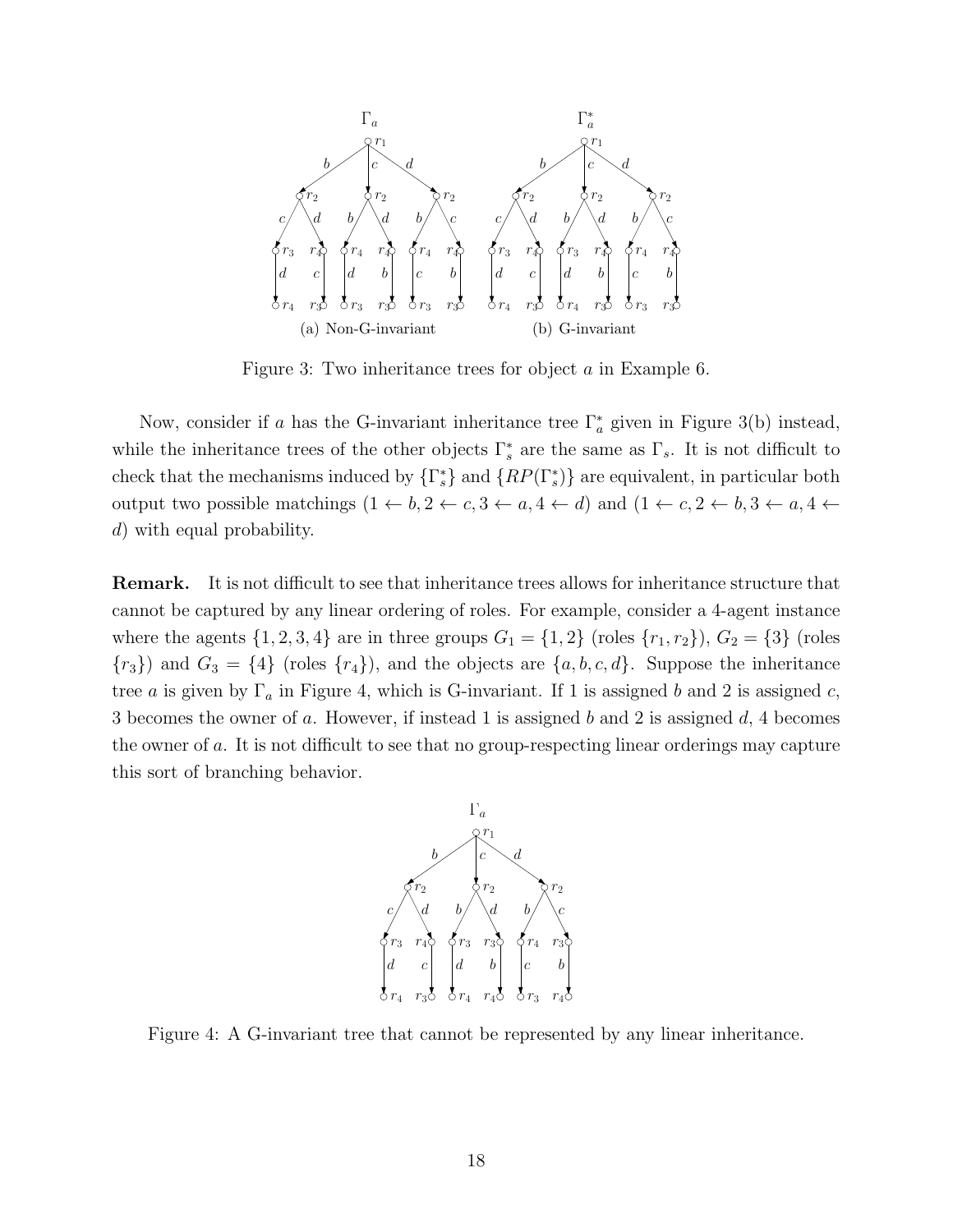Figure 3: Two inheritance trees for object $a$ in Example 6.

(a) Non-G-invariant

(b) G-invariant

Now, consider if $a$ has the G-invariant inheritance tree $\Gamma_a^*$ given in Figure 3(b) instead, while the inheritance trees of the other objects $\Gamma_s^*$ are the same as $\Gamma_s$. It is not difficult to check that the mechanisms induced by $\{\Gamma_s^*\}$ and $\{RP(\Gamma_s^*)\}$ are equivalent, in particular both output two possible matchings $(1 \leftarrow b, 2 \leftarrow c, 3 \leftarrow a, 4 \leftarrow d)$ and $(1 \leftarrow c, 2 \leftarrow b, 3 \leftarrow a, 4 \leftarrow d)$ with equal probability.

**Remark.** It is not difficult to see that inheritance trees allows for inheritance structure that cannot be captured by any linear ordering of roles. For example, consider a 4-agent instance where the agents $\{1, 2, 3, 4\}$ are in three groups $G_1 = \{1, 2\}$ (roles $\{r_1, r_2\}$), $G_2 = \{3\}$ (roles $\{r_3\}$) and $G_3 = \{4\}$ (roles $\{r_4\}$), and the objects are $\{a, b, c, d\}$. Suppose the inheritance tree $a$ is given by $\Gamma_a$ in Figure 4, which is G-invariant. If 1 is assigned $b$ and 2 is assigned $c$, 3 becomes the owner of $a$. However, if instead 1 is assigned $b$ and 2 is assigned $d$, 4 becomes the owner of $a$. It is not difficult to see that no group-respecting linear orderings may capture this sort of branching behavior.

Figure 4: A G-invariant tree that cannot be represented by any linear inheritance.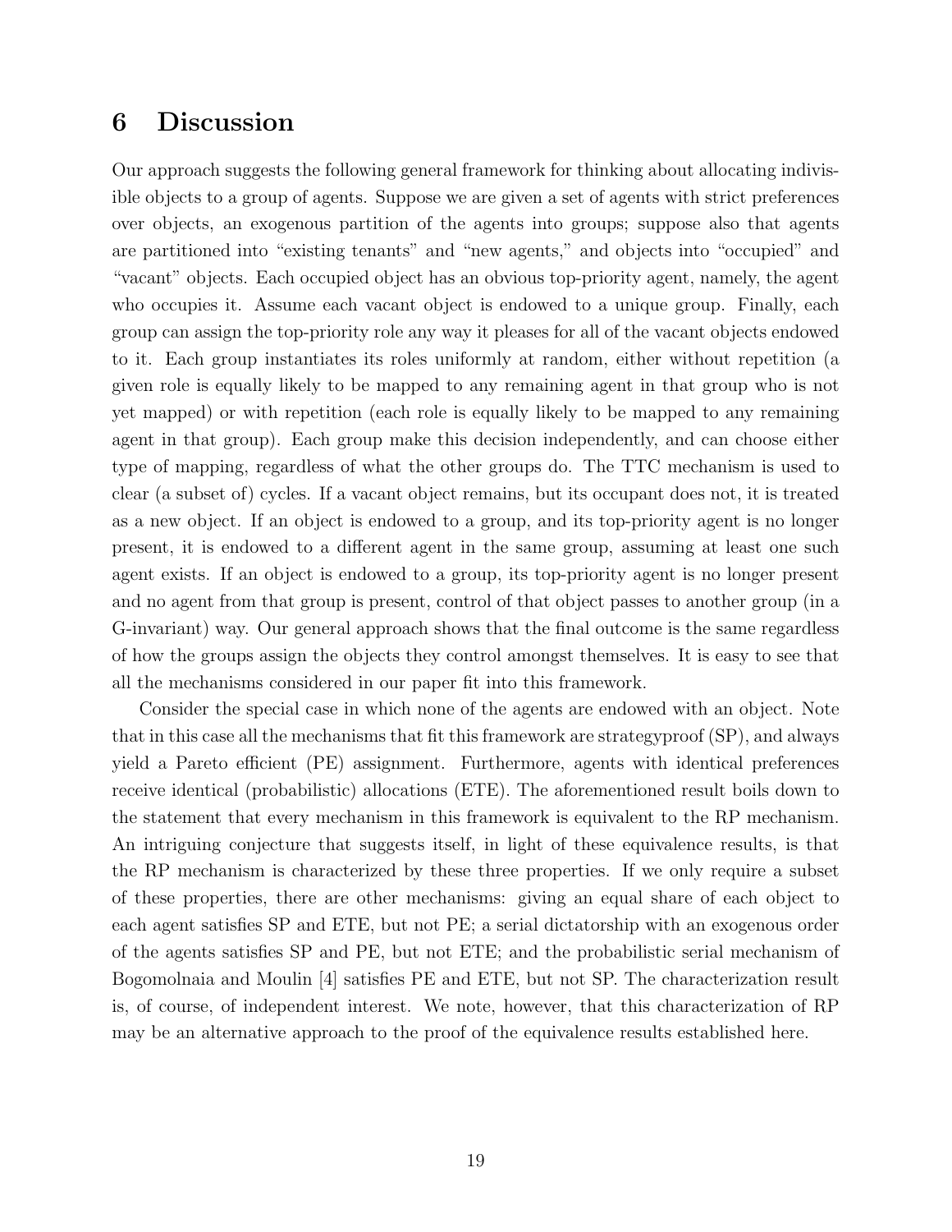## 6 Discussion

Our approach suggests the following general framework for thinking about allocating indivisible objects to a group of agents. Suppose we are given a set of agents with strict preferences over objects, an exogenous partition of the agents into groups; suppose also that agents are partitioned into "existing tenants" and "new agents," and objects into "occupied" and "vacant" objects. Each occupied object has an obvious top-priority agent, namely, the agent who occupies it. Assume each vacant object is endowed to a unique group. Finally, each group can assign the top-priority role any way it pleases for all of the vacant objects endowed to it. Each group instantiates its roles uniformly at random, either without repetition (a given role is equally likely to be mapped to any remaining agent in that group who is not yet mapped) or with repetition (each role is equally likely to be mapped to any remaining agent in that group). Each group make this decision independently, and can choose either type of mapping, regardless of what the other groups do. The TTC mechanism is used to clear (a subset of) cycles. If a vacant object remains, but its occupant does not, it is treated as a new object. If an object is endowed to a group, and its top-priority agent is no longer present, it is endowed to a different agent in the same group, assuming at least one such agent exists. If an object is endowed to a group, its top-priority agent is no longer present and no agent from that group is present, control of that object passes to another group (in a G-invariant) way. Our general approach shows that the final outcome is the same regardless of how the groups assign the objects they control amongst themselves. It is easy to see that all the mechanisms considered in our paper fit into this framework.

Consider the special case in which none of the agents are endowed with an object. Note that in this case all the mechanisms that fit this framework are strategyproof (SP), and always yield a Pareto efficient (PE) assignment. Furthermore, agents with identical preferences receive identical (probabilistic) allocations (ETE). The aforementioned result boils down to the statement that every mechanism in this framework is equivalent to the RP mechanism. An intriguing conjecture that suggests itself, in light of these equivalence results, is that the RP mechanism is characterized by these three properties. If we only require a subset of these properties, there are other mechanisms: giving an equal share of each object to each agent satisfies SP and ETE, but not PE; a serial dictatorship with an exogenous order of the agents satisfies SP and PE, but not ETE; and the probabilistic serial mechanism of Bogomolnaia and Moulin [4] satisfies PE and ETE, but not SP. The characterization result is, of course, of independent interest. We note, however, that this characterization of RP may be an alternative approach to the proof of the equivalence results established here.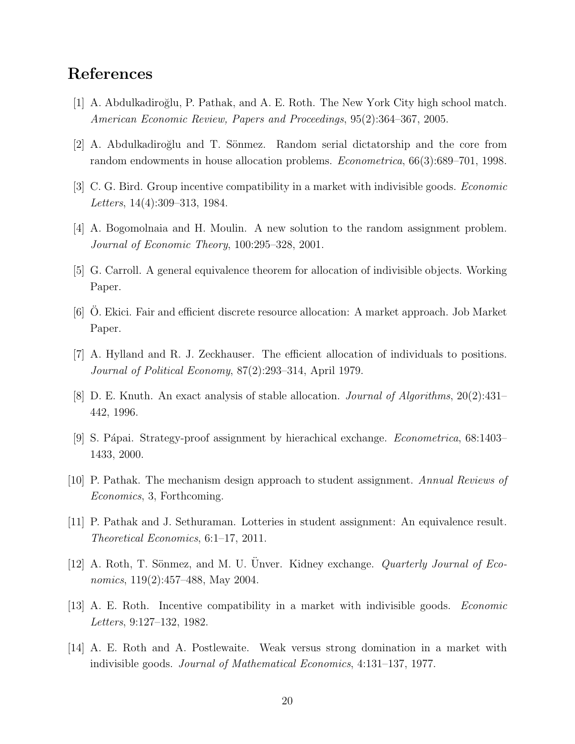# References

[1] A. Abdulkadiroğlu, P. Pathak, and A. E. Roth. The New York City high school match. *American Economic Review, Papers and Proceedings*, 95(2):364–367, 2005.

[2] A. Abdulkadiroğlu and T. Sönmez. Random serial dictatorship and the core from random endowments in house allocation problems. *Econometrica*, 66(3):689–701, 1998.

[3] C. G. Bird. Group incentive compatibility in a market with indivisible goods. *Economic Letters*, 14(4):309–313, 1984.

[4] A. Bogomolnaia and H. Moulin. A new solution to the random assignment problem. *Journal of Economic Theory*, 100:295–328, 2001.

[5] G. Carroll. A general equivalence theorem for allocation of indivisible objects. Working Paper.

[6] Ö. Ekici. Fair and efficient discrete resource allocation: A market approach. Job Market Paper.

[7] A. Hylland and R. J. Zeckhauser. The efficient allocation of individuals to positions. *Journal of Political Economy*, 87(2):293–314, April 1979.

[8] D. E. Knuth. An exact analysis of stable allocation. *Journal of Algorithms*, 20(2):431–442, 1996.

[9] S. Pápai. Strategy-proof assignment by hierachical exchange. *Econometrica*, 68:1403–1433, 2000.

[10] P. Pathak. The mechanism design approach to student assignment. *Annual Reviews of Economics*, 3, Forthcoming.

[11] P. Pathak and J. Sethuraman. Lotteries in student assignment: An equivalence result. *Theoretical Economics*, 6:1–17, 2011.

[12] A. Roth, T. Sönmez, and M. U. Ünver. Kidney exchange. *Quarterly Journal of Economics*, 119(2):457–488, May 2004.

[13] A. E. Roth. Incentive compatibility in a market with indivisible goods. *Economic Letters*, 9:127–132, 1982.

[14] A. E. Roth and A. Postlewaite. Weak versus strong domination in a market with indivisible goods. *Journal of Mathematical Economics*, 4:131–137, 1977.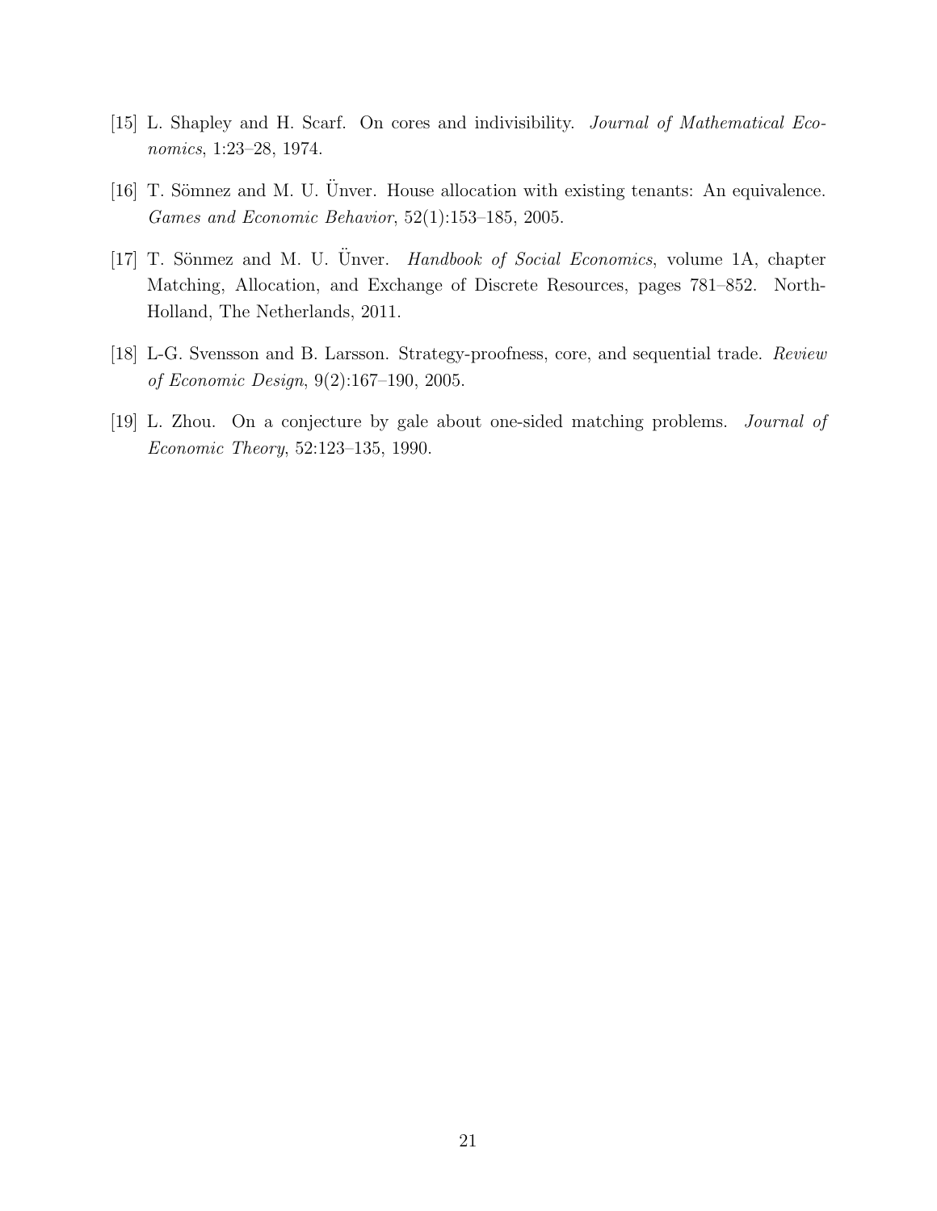[15] L. Shapley and H. Scarf. On cores and indivisibility. *Journal of Mathematical Economics*, 1:23–28, 1974.

[16] T. Sömnez and M. U. Ünver. House allocation with existing tenants: An equivalence. *Games and Economic Behavior*, 52(1):153–185, 2005.

[17] T. Sönmez and M. U. Ünver. *Handbook of Social Economics*, volume 1A, chapter Matching, Allocation, and Exchange of Discrete Resources, pages 781–852. North-Holland, The Netherlands, 2011.

[18] L-G. Svensson and B. Larsson. Strategy-proofness, core, and sequential trade. *Review of Economic Design*, 9(2):167–190, 2005.

[19] L. Zhou. On a conjecture by gale about one-sided matching problems. *Journal of Economic Theory*, 52:123–135, 1990.